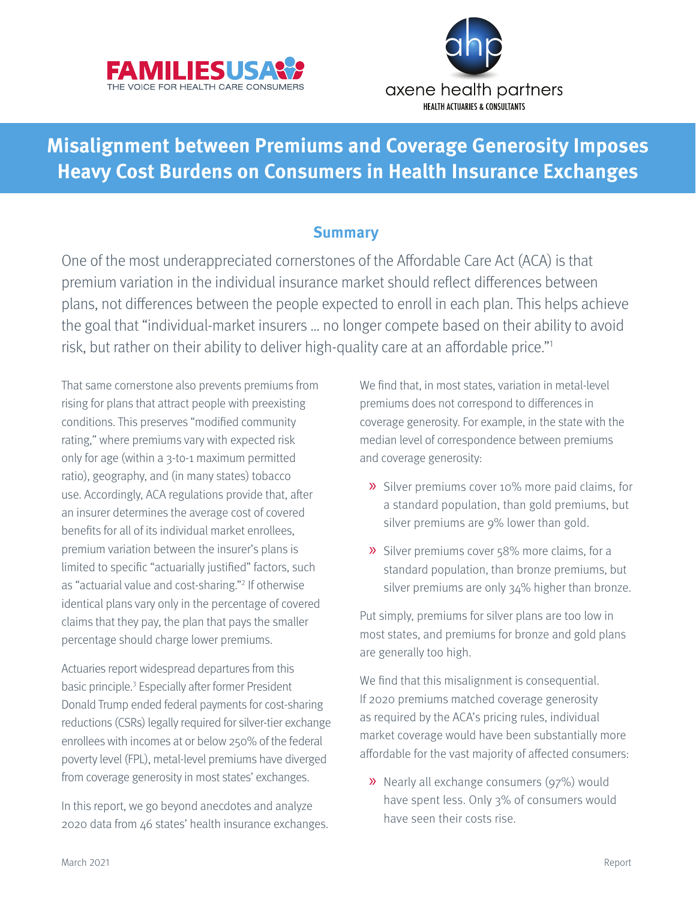FAMILIESUSA
THE VOICE FOR HEALTH CARE CONSUMERS

axene health partners
HEALTH ACTUARIES & CONSULTANTS

# Misalignment between Premiums and Coverage Generosity Imposes Heavy Cost Burdens on Consumers in Health Insurance Exchanges

## Summary

One of the most underappreciated cornerstones of the Affordable Care Act (ACA) is that premium variation in the individual insurance market should reflect differences between plans, not differences between the people expected to enroll in each plan. This helps achieve the goal that "individual-market insurers … no longer compete based on their ability to avoid risk, but rather on their ability to deliver high-quality care at an affordable price."[1]

That same cornerstone also prevents premiums from rising for plans that attract people with preexisting conditions. This preserves "modified community rating," where premiums vary with expected risk only for age (within a 3-to-1 maximum permitted ratio), geography, and (in many states) tobacco use. Accordingly, ACA regulations provide that, after an insurer determines the average cost of covered benefits for all of its individual market enrollees, premium variation between the insurer's plans is limited to specific "actuarially justified" factors, such as "actuarial value and cost-sharing."[2] If otherwise identical plans vary only in the percentage of covered claims that they pay, the plan that pays the smaller percentage should charge lower premiums.

Actuaries report widespread departures from this basic principle.[3] Especially after former President Donald Trump ended federal payments for cost-sharing reductions (CSRs) legally required for silver-tier exchange enrollees with incomes at or below 250% of the federal poverty level (FPL), metal-level premiums have diverged from coverage generosity in most states' exchanges.

In this report, we go beyond anecdotes and analyze 2020 data from 46 states' health insurance exchanges.

We find that, in most states, variation in metal-level premiums does not correspond to differences in coverage generosity. For example, in the state with the median level of correspondence between premiums and coverage generosity:

- Silver premiums cover 10% more paid claims, for a standard population, than gold premiums, but silver premiums are 9% lower than gold.
- Silver premiums cover 58% more claims, for a standard population, than bronze premiums, but silver premiums are only 34% higher than bronze.

Put simply, premiums for silver plans are too low in most states, and premiums for bronze and gold plans are generally too high.

We find that this misalignment is consequential. If 2020 premiums matched coverage generosity as required by the ACA's pricing rules, individual market coverage would have been substantially more affordable for the vast majority of affected consumers:

- Nearly all exchange consumers (97%) would have spent less. Only 3% of consumers would have seen their costs rise.

March 2021

Report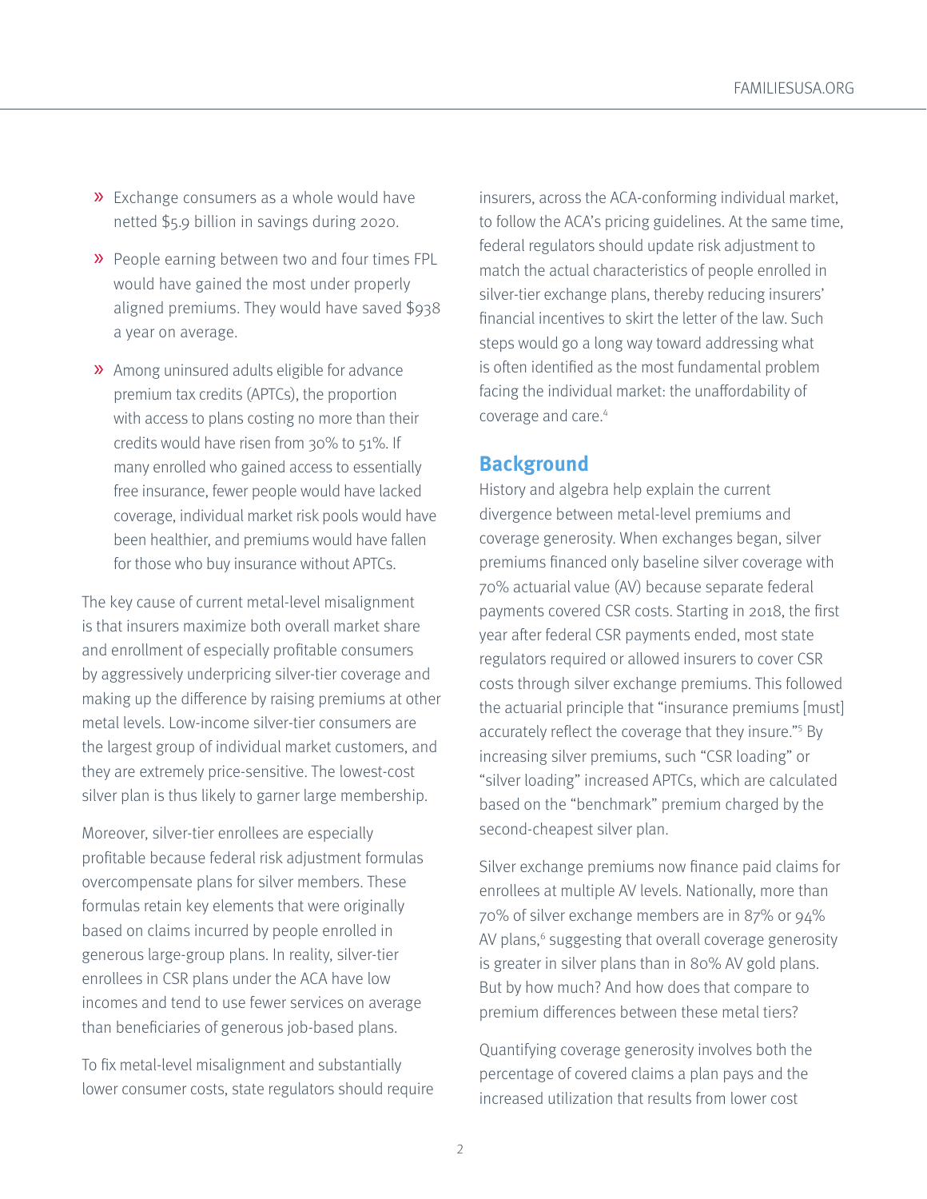- Exchange consumers as a whole would have netted $5.9 billion in savings during 2020.
- People earning between two and four times FPL would have gained the most under properly aligned premiums. They would have saved $938 a year on average.
- Among uninsured adults eligible for advance premium tax credits (APTCs), the proportion with access to plans costing no more than their credits would have risen from 30% to 51%. If many enrolled who gained access to essentially free insurance, fewer people would have lacked coverage, individual market risk pools would have been healthier, and premiums would have fallen for those who buy insurance without APTCs.

The key cause of current metal-level misalignment is that insurers maximize both overall market share and enrollment of especially profitable consumers by aggressively underpricing silver-tier coverage and making up the difference by raising premiums at other metal levels. Low-income silver-tier consumers are the largest group of individual market customers, and they are extremely price-sensitive. The lowest-cost silver plan is thus likely to garner large membership.

Moreover, silver-tier enrollees are especially profitable because federal risk adjustment formulas overcompensate plans for silver members. These formulas retain key elements that were originally based on claims incurred by people enrolled in generous large-group plans. In reality, silver-tier enrollees in CSR plans under the ACA have low incomes and tend to use fewer services on average than beneficiaries of generous job-based plans.

To fix metal-level misalignment and substantially lower consumer costs, state regulators should require insurers, across the ACA-conforming individual market, to follow the ACA's pricing guidelines. At the same time, federal regulators should update risk adjustment to match the actual characteristics of people enrolled in silver-tier exchange plans, thereby reducing insurers' financial incentives to skirt the letter of the law. Such steps would go a long way toward addressing what is often identified as the most fundamental problem facing the individual market: the unaffordability of coverage and care.[4]

## Background

History and algebra help explain the current divergence between metal-level premiums and coverage generosity. When exchanges began, silver premiums financed only baseline silver coverage with 70% actuarial value (AV) because separate federal payments covered CSR costs. Starting in 2018, the first year after federal CSR payments ended, most state regulators required or allowed insurers to cover CSR costs through silver exchange premiums. This followed the actuarial principle that "insurance premiums [must] accurately reflect the coverage that they insure."[5] By increasing silver premiums, such "CSR loading" or "silver loading" increased APTCs, which are calculated based on the "benchmark" premium charged by the second-cheapest silver plan.

Silver exchange premiums now finance paid claims for enrollees at multiple AV levels. Nationally, more than 70% of silver exchange members are in 87% or 94% AV plans,[6] suggesting that overall coverage generosity is greater in silver plans than in 80% AV gold plans. But by how much? And how does that compare to premium differences between these metal tiers?

Quantifying coverage generosity involves both the percentage of covered claims a plan pays and the increased utilization that results from lower cost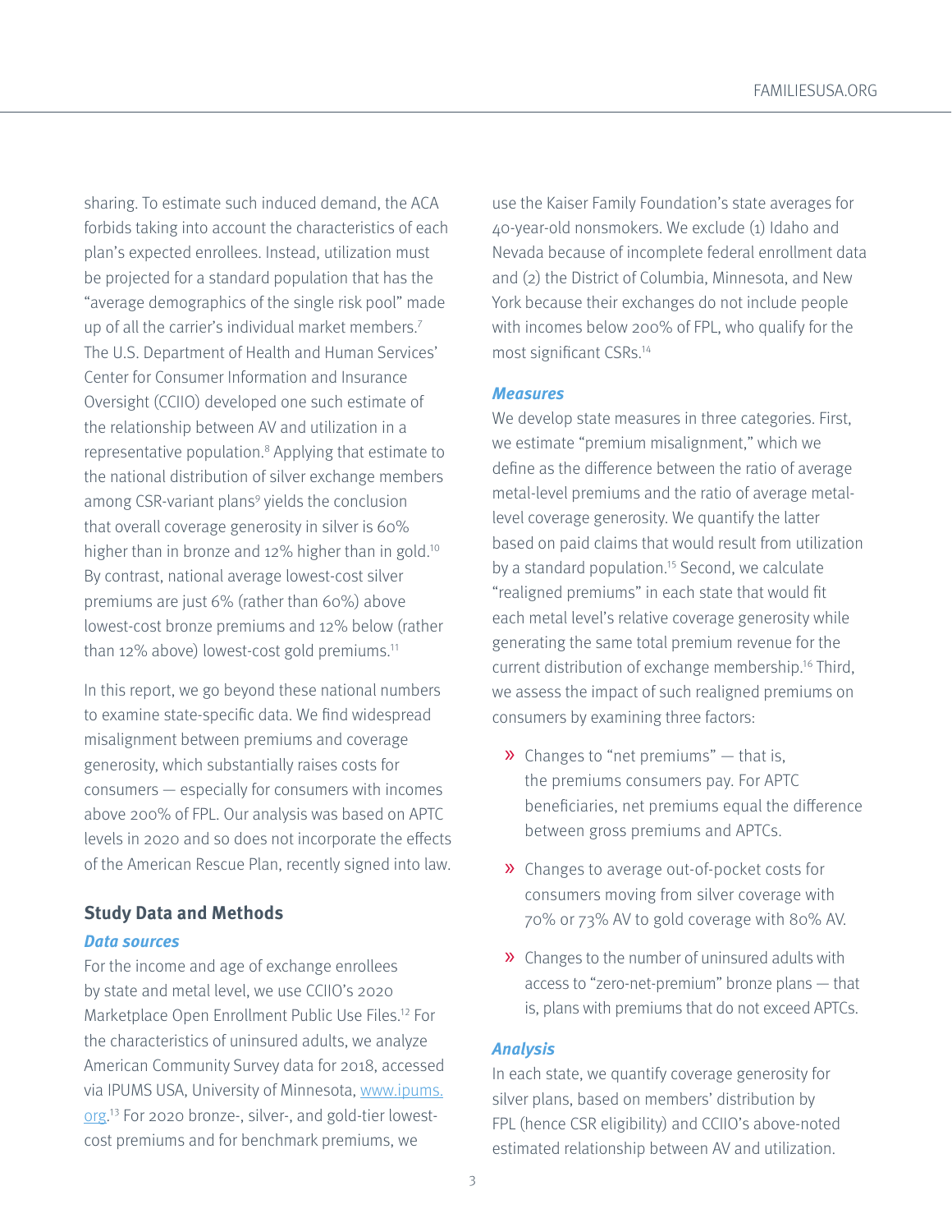sharing. To estimate such induced demand, the ACA forbids taking into account the characteristics of each plan's expected enrollees. Instead, utilization must be projected for a standard population that has the "average demographics of the single risk pool" made up of all the carrier's individual market members.[7] The U.S. Department of Health and Human Services' Center for Consumer Information and Insurance Oversight (CCIIO) developed one such estimate of the relationship between AV and utilization in a representative population.[8] Applying that estimate to the national distribution of silver exchange members among CSR-variant plans[9] yields the conclusion that overall coverage generosity in silver is 60% higher than in bronze and 12% higher than in gold.[10] By contrast, national average lowest-cost silver premiums are just 6% (rather than 60%) above lowest-cost bronze premiums and 12% below (rather than 12% above) lowest-cost gold premiums.[11]

In this report, we go beyond these national numbers to examine state-specific data. We find widespread misalignment between premiums and coverage generosity, which substantially raises costs for consumers — especially for consumers with incomes above 200% of FPL. Our analysis was based on APTC levels in 2020 and so does not incorporate the effects of the American Rescue Plan, recently signed into law.

## Study Data and Methods

### *Data sources*

For the income and age of exchange enrollees by state and metal level, we use CCIIO's 2020 Marketplace Open Enrollment Public Use Files.[12] For the characteristics of uninsured adults, we analyze American Community Survey data for 2018, accessed via IPUMS USA, University of Minnesota, www.ipums.org.[13] For 2020 bronze-, silver-, and gold-tier lowest-cost premiums and for benchmark premiums, we use the Kaiser Family Foundation's state averages for 40-year-old nonsmokers. We exclude (1) Idaho and Nevada because of incomplete federal enrollment data and (2) the District of Columbia, Minnesota, and New York because their exchanges do not include people with incomes below 200% of FPL, who qualify for the most significant CSRs.[14]

### *Measures*

We develop state measures in three categories. First, we estimate "premium misalignment," which we define as the difference between the ratio of average metal-level premiums and the ratio of average metal-level coverage generosity. We quantify the latter based on paid claims that would result from utilization by a standard population.[15] Second, we calculate "realigned premiums" in each state that would fit each metal level's relative coverage generosity while generating the same total premium revenue for the current distribution of exchange membership.[16] Third, we assess the impact of such realigned premiums on consumers by examining three factors:

- Changes to "net premiums" — that is, the premiums consumers pay. For APTC beneficiaries, net premiums equal the difference between gross premiums and APTCs.
- Changes to average out-of-pocket costs for consumers moving from silver coverage with 70% or 73% AV to gold coverage with 80% AV.
- Changes to the number of uninsured adults with access to "zero-net-premium" bronze plans — that is, plans with premiums that do not exceed APTCs.

### *Analysis*

In each state, we quantify coverage generosity for silver plans, based on members' distribution by FPL (hence CSR eligibility) and CCIIO's above-noted estimated relationship between AV and utilization.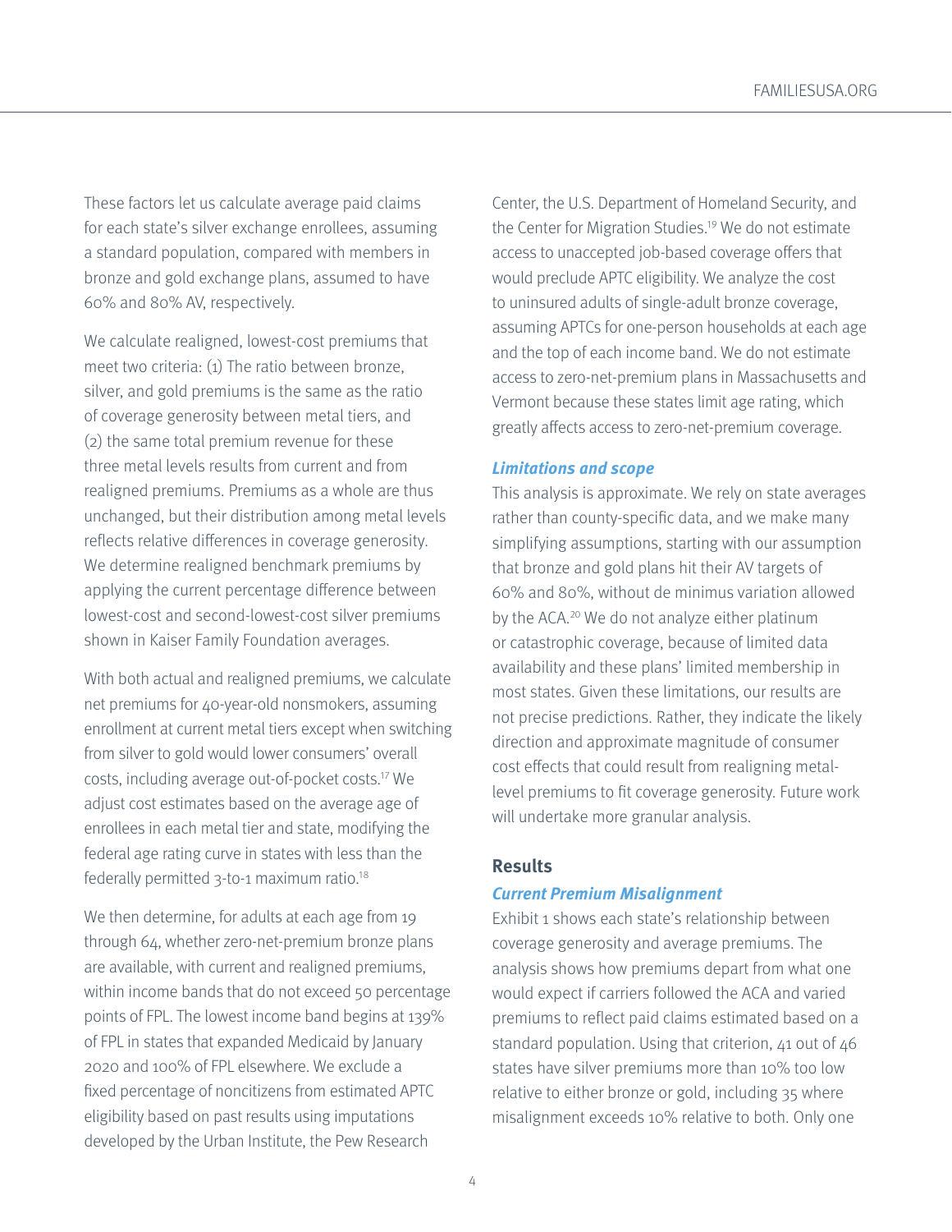These factors let us calculate average paid claims for each state's silver exchange enrollees, assuming a standard population, compared with members in bronze and gold exchange plans, assumed to have 60% and 80% AV, respectively.

We calculate realigned, lowest-cost premiums that meet two criteria: (1) The ratio between bronze, silver, and gold premiums is the same as the ratio of coverage generosity between metal tiers, and (2) the same total premium revenue for these three metal levels results from current and from realigned premiums. Premiums as a whole are thus unchanged, but their distribution among metal levels reflects relative differences in coverage generosity. We determine realigned benchmark premiums by applying the current percentage difference between lowest-cost and second-lowest-cost silver premiums shown in Kaiser Family Foundation averages.

With both actual and realigned premiums, we calculate net premiums for 40-year-old nonsmokers, assuming enrollment at current metal tiers except when switching from silver to gold would lower consumers' overall costs, including average out-of-pocket costs.[17] We adjust cost estimates based on the average age of enrollees in each metal tier and state, modifying the federal age rating curve in states with less than the federally permitted 3-to-1 maximum ratio.[18]

We then determine, for adults at each age from 19 through 64, whether zero-net-premium bronze plans are available, with current and realigned premiums, within income bands that do not exceed 50 percentage points of FPL. The lowest income band begins at 139% of FPL in states that expanded Medicaid by January 2020 and 100% of FPL elsewhere. We exclude a fixed percentage of noncitizens from estimated APTC eligibility based on past results using imputations developed by the Urban Institute, the Pew Research Center, the U.S. Department of Homeland Security, and the Center for Migration Studies.[19] We do not estimate access to unaccepted job-based coverage offers that would preclude APTC eligibility. We analyze the cost to uninsured adults of single-adult bronze coverage, assuming APTCs for one-person households at each age and the top of each income band. We do not estimate access to zero-net-premium plans in Massachusetts and Vermont because these states limit age rating, which greatly affects access to zero-net-premium coverage.

### *Limitations and scope*

This analysis is approximate. We rely on state averages rather than county-specific data, and we make many simplifying assumptions, starting with our assumption that bronze and gold plans hit their AV targets of 60% and 80%, without de minimus variation allowed by the ACA.[20] We do not analyze either platinum or catastrophic coverage, because of limited data availability and these plans' limited membership in most states. Given these limitations, our results are not precise predictions. Rather, they indicate the likely direction and approximate magnitude of consumer cost effects that could result from realigning metal-level premiums to fit coverage generosity. Future work will undertake more granular analysis.

## Results

### *Current Premium Misalignment*

Exhibit 1 shows each state's relationship between coverage generosity and average premiums. The analysis shows how premiums depart from what one would expect if carriers followed the ACA and varied premiums to reflect paid claims estimated based on a standard population. Using that criterion, 41 out of 46 states have silver premiums more than 10% too low relative to either bronze or gold, including 35 where misalignment exceeds 10% relative to both. Only one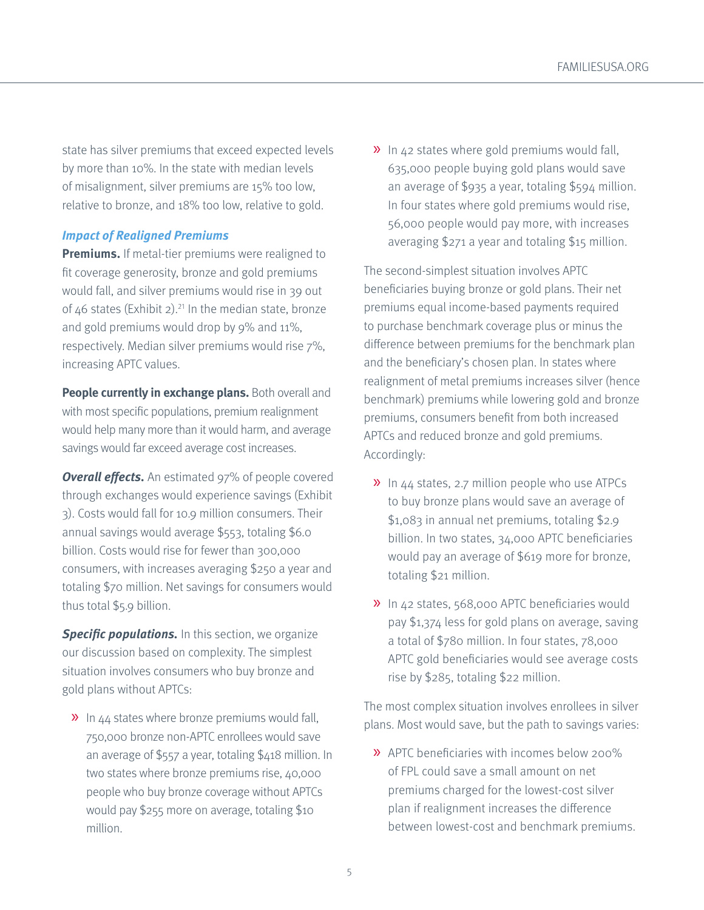state has silver premiums that exceed expected levels by more than 10%. In the state with median levels of misalignment, silver premiums are 15% too low, relative to bronze, and 18% too low, relative to gold.

### *Impact of Realigned Premiums*

**Premiums.** If metal-tier premiums were realigned to fit coverage generosity, bronze and gold premiums would fall, and silver premiums would rise in 39 out of 46 states (Exhibit 2).[21] In the median state, bronze and gold premiums would drop by 9% and 11%, respectively. Median silver premiums would rise 7%, increasing APTC values.

**People currently in exchange plans.** Both overall and with most specific populations, premium realignment would help many more than it would harm, and average savings would far exceed average cost increases.

***Overall effects.*** An estimated 97% of people covered through exchanges would experience savings (Exhibit 3). Costs would fall for 10.9 million consumers. Their annual savings would average $553, totaling $6.0 billion. Costs would rise for fewer than 300,000 consumers, with increases averaging $250 a year and totaling $70 million. Net savings for consumers would thus total $5.9 billion.

***Specific populations.*** In this section, we organize our discussion based on complexity. The simplest situation involves consumers who buy bronze and gold plans without APTCs:

- In 44 states where bronze premiums would fall, 750,000 bronze non-APTC enrollees would save an average of $557 a year, totaling $418 million. In two states where bronze premiums rise, 40,000 people who buy bronze coverage without APTCs would pay $255 more on average, totaling $10 million.
- In 42 states where gold premiums would fall, 635,000 people buying gold plans would save an average of $935 a year, totaling $594 million. In four states where gold premiums would rise, 56,000 people would pay more, with increases averaging $271 a year and totaling $15 million.

The second-simplest situation involves APTC beneficiaries buying bronze or gold plans. Their net premiums equal income-based payments required to purchase benchmark coverage plus or minus the difference between premiums for the benchmark plan and the beneficiary's chosen plan. In states where realignment of metal premiums increases silver (hence benchmark) premiums while lowering gold and bronze premiums, consumers benefit from both increased APTCs and reduced bronze and gold premiums. Accordingly:

- In 44 states, 2.7 million people who use ATPCs to buy bronze plans would save an average of $1,083 in annual net premiums, totaling $2.9 billion. In two states, 34,000 APTC beneficiaries would pay an average of $619 more for bronze, totaling $21 million.
- In 42 states, 568,000 APTC beneficiaries would pay $1,374 less for gold plans on average, saving a total of $780 million. In four states, 78,000 APTC gold beneficiaries would see average costs rise by $285, totaling $22 million.

The most complex situation involves enrollees in silver plans. Most would save, but the path to savings varies:

- APTC beneficiaries with incomes below 200% of FPL could save a small amount on net premiums charged for the lowest-cost silver plan if realignment increases the difference between lowest-cost and benchmark premiums.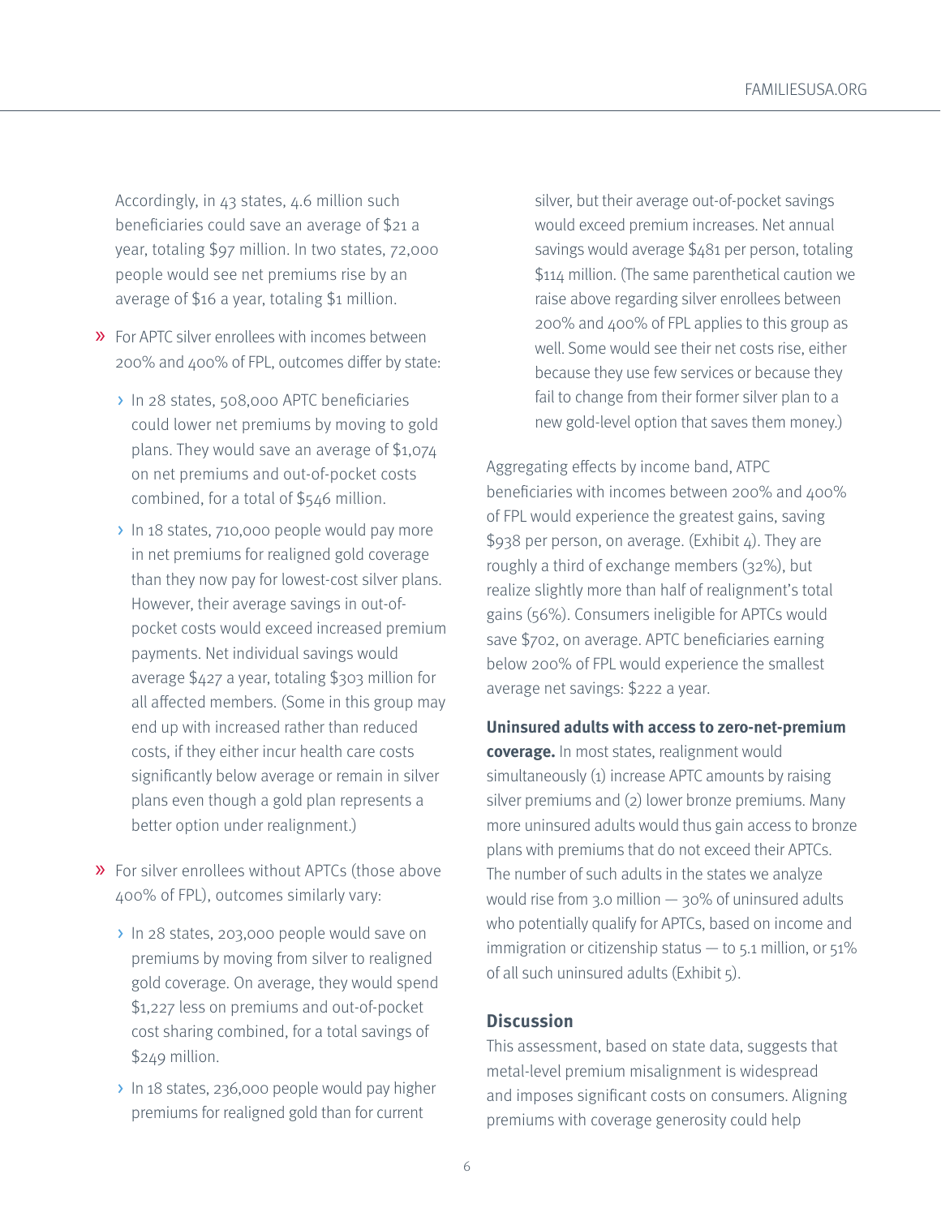Accordingly, in 43 states, 4.6 million such beneficiaries could save an average of $21 a year, totaling $97 million. In two states, 72,000 people would see net premiums rise by an average of $16 a year, totaling $1 million.

- For APTC silver enrollees with incomes between 200% and 400% of FPL, outcomes differ by state:
  - In 28 states, 508,000 APTC beneficiaries could lower net premiums by moving to gold plans. They would save an average of $1,074 on net premiums and out-of-pocket costs combined, for a total of $546 million.
  - In 18 states, 710,000 people would pay more in net premiums for realigned gold coverage than they now pay for lowest-cost silver plans. However, their average savings in out-of-pocket costs would exceed increased premium payments. Net individual savings would average $427 a year, totaling $303 million for all affected members. (Some in this group may end up with increased rather than reduced costs, if they either incur health care costs significantly below average or remain in silver plans even though a gold plan represents a better option under realignment.)
- For silver enrollees without APTCs (those above 400% of FPL), outcomes similarly vary:
  - In 28 states, 203,000 people would save on premiums by moving from silver to realigned gold coverage. On average, they would spend $1,227 less on premiums and out-of-pocket cost sharing combined, for a total savings of $249 million.
  - In 18 states, 236,000 people would pay higher premiums for realigned gold than for current silver, but their average out-of-pocket savings would exceed premium increases. Net annual savings would average $481 per person, totaling $114 million. (The same parenthetical caution we raise above regarding silver enrollees between 200% and 400% of FPL applies to this group as well. Some would see their net costs rise, either because they use few services or because they fail to change from their former silver plan to a new gold-level option that saves them money.)

Aggregating effects by income band, ATPC beneficiaries with incomes between 200% and 400% of FPL would experience the greatest gains, saving $938 per person, on average. (Exhibit 4). They are roughly a third of exchange members (32%), but realize slightly more than half of realignment's total gains (56%). Consumers ineligible for APTCs would save $702, on average. APTC beneficiaries earning below 200% of FPL would experience the smallest average net savings: $222 a year.

**Uninsured adults with access to zero-net-premium coverage.** In most states, realignment would simultaneously (1) increase APTC amounts by raising silver premiums and (2) lower bronze premiums. Many more uninsured adults would thus gain access to bronze plans with premiums that do not exceed their APTCs. The number of such adults in the states we analyze would rise from 3.0 million — 30% of uninsured adults who potentially qualify for APTCs, based on income and immigration or citizenship status — to 5.1 million, or 51% of all such uninsured adults (Exhibit 5).

## Discussion

This assessment, based on state data, suggests that metal-level premium misalignment is widespread and imposes significant costs on consumers. Aligning premiums with coverage generosity could help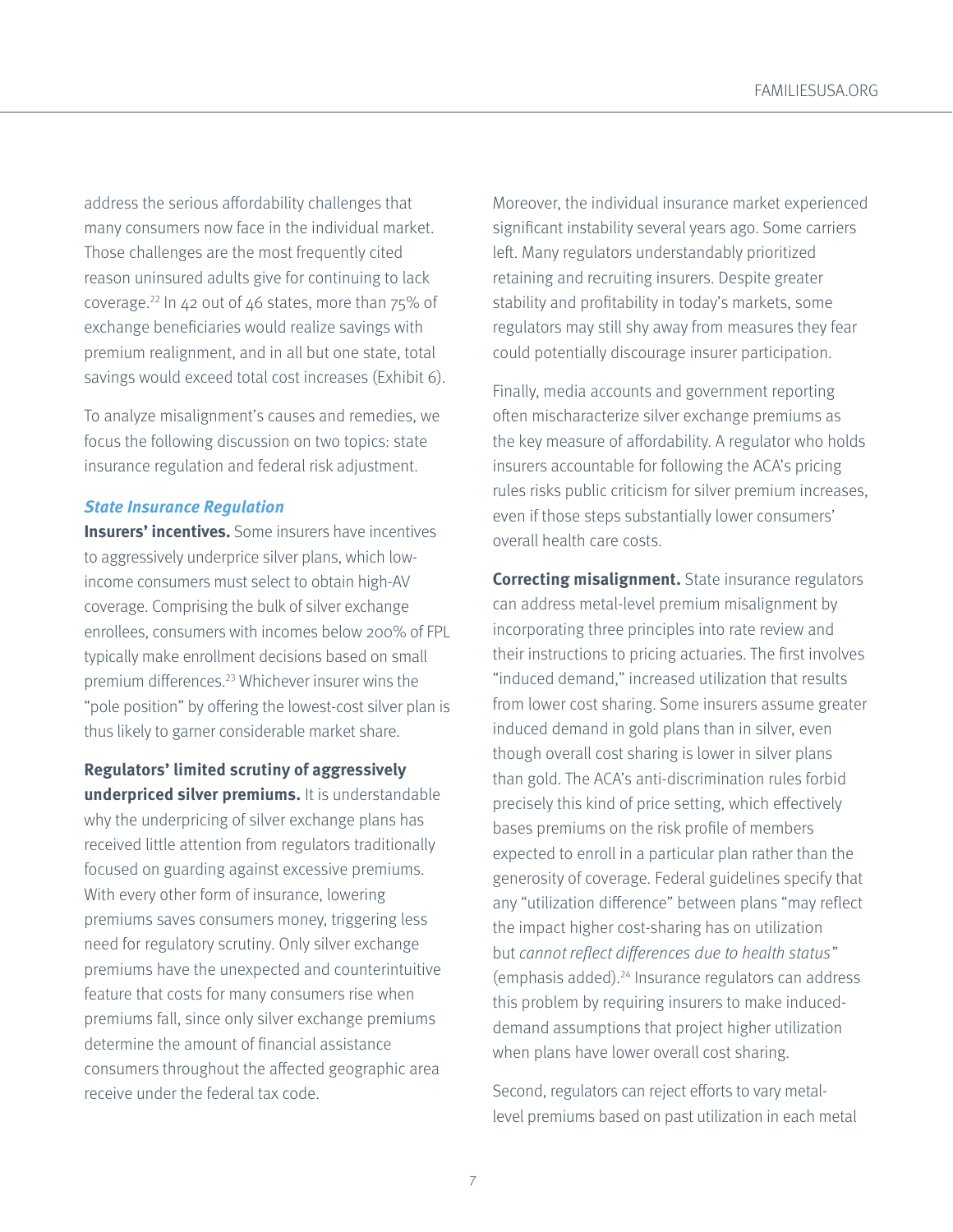address the serious affordability challenges that many consumers now face in the individual market. Those challenges are the most frequently cited reason uninsured adults give for continuing to lack coverage.[22] In 42 out of 46 states, more than 75% of exchange beneficiaries would realize savings with premium realignment, and in all but one state, total savings would exceed total cost increases (Exhibit 6).

To analyze misalignment's causes and remedies, we focus the following discussion on two topics: state insurance regulation and federal risk adjustment.

### *State Insurance Regulation*

**Insurers' incentives.** Some insurers have incentives to aggressively underprice silver plans, which low-income consumers must select to obtain high-AV coverage. Comprising the bulk of silver exchange enrollees, consumers with incomes below 200% of FPL typically make enrollment decisions based on small premium differences.[23] Whichever insurer wins the "pole position" by offering the lowest-cost silver plan is thus likely to garner considerable market share.

**Regulators' limited scrutiny of aggressively underpriced silver premiums.** It is understandable why the underpricing of silver exchange plans has received little attention from regulators traditionally focused on guarding against excessive premiums. With every other form of insurance, lowering premiums saves consumers money, triggering less need for regulatory scrutiny. Only silver exchange premiums have the unexpected and counterintuitive feature that costs for many consumers rise when premiums fall, since only silver exchange premiums determine the amount of financial assistance consumers throughout the affected geographic area receive under the federal tax code.

Moreover, the individual insurance market experienced significant instability several years ago. Some carriers left. Many regulators understandably prioritized retaining and recruiting insurers. Despite greater stability and profitability in today's markets, some regulators may still shy away from measures they fear could potentially discourage insurer participation.

Finally, media accounts and government reporting often mischaracterize silver exchange premiums as the key measure of affordability. A regulator who holds insurers accountable for following the ACA's pricing rules risks public criticism for silver premium increases, even if those steps substantially lower consumers' overall health care costs.

**Correcting misalignment.** State insurance regulators can address metal-level premium misalignment by incorporating three principles into rate review and their instructions to pricing actuaries. The first involves "induced demand," increased utilization that results from lower cost sharing. Some insurers assume greater induced demand in gold plans than in silver, even though overall cost sharing is lower in silver plans than gold. The ACA's anti-discrimination rules forbid precisely this kind of price setting, which effectively bases premiums on the risk profile of members expected to enroll in a particular plan rather than the generosity of coverage. Federal guidelines specify that any "utilization difference" between plans "may reflect the impact higher cost-sharing has on utilization but *cannot reflect differences due to health status*" (emphasis added).[24] Insurance regulators can address this problem by requiring insurers to make induced-demand assumptions that project higher utilization when plans have lower overall cost sharing.

Second, regulators can reject efforts to vary metal-level premiums based on past utilization in each metal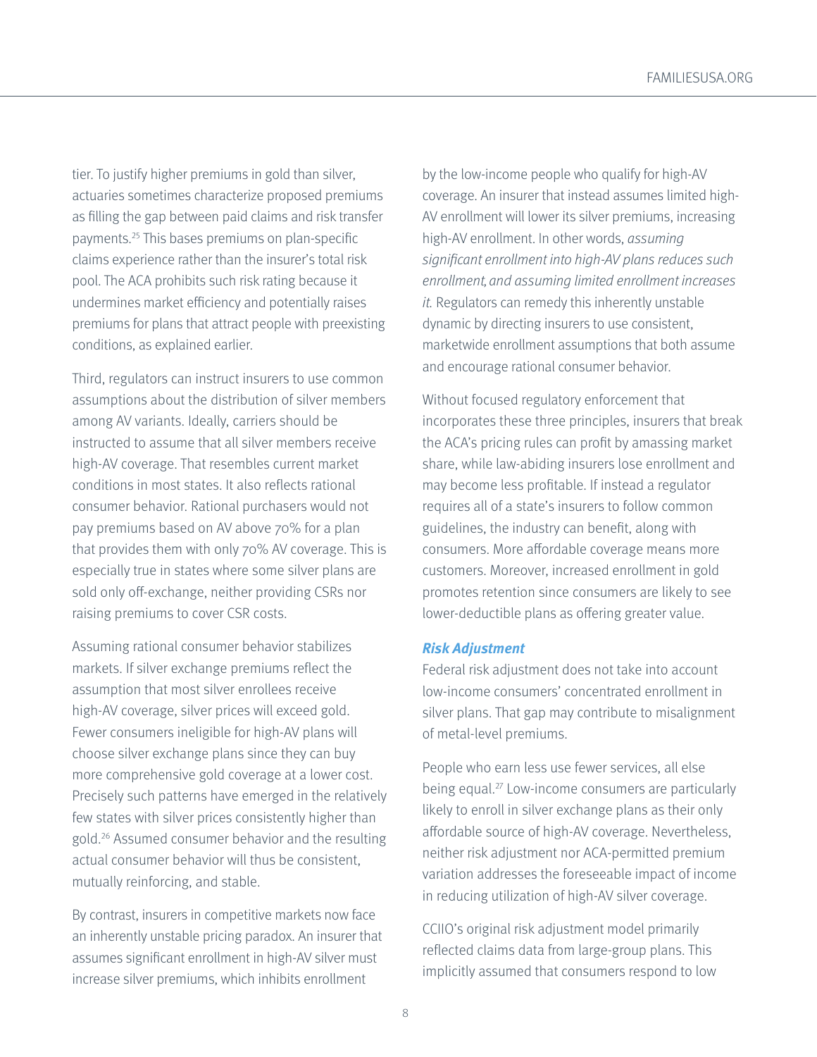tier. To justify higher premiums in gold than silver, actuaries sometimes characterize proposed premiums as filling the gap between paid claims and risk transfer payments.[25] This bases premiums on plan-specific claims experience rather than the insurer's total risk pool. The ACA prohibits such risk rating because it undermines market efficiency and potentially raises premiums for plans that attract people with preexisting conditions, as explained earlier.

Third, regulators can instruct insurers to use common assumptions about the distribution of silver members among AV variants. Ideally, carriers should be instructed to assume that all silver members receive high-AV coverage. That resembles current market conditions in most states. It also reflects rational consumer behavior. Rational purchasers would not pay premiums based on AV above 70% for a plan that provides them with only 70% AV coverage. This is especially true in states where some silver plans are sold only off-exchange, neither providing CSRs nor raising premiums to cover CSR costs.

Assuming rational consumer behavior stabilizes markets. If silver exchange premiums reflect the assumption that most silver enrollees receive high-AV coverage, silver prices will exceed gold. Fewer consumers ineligible for high-AV plans will choose silver exchange plans since they can buy more comprehensive gold coverage at a lower cost. Precisely such patterns have emerged in the relatively few states with silver prices consistently higher than gold.[26] Assumed consumer behavior and the resulting actual consumer behavior will thus be consistent, mutually reinforcing, and stable.

By contrast, insurers in competitive markets now face an inherently unstable pricing paradox. An insurer that assumes significant enrollment in high-AV silver must increase silver premiums, which inhibits enrollment by the low-income people who qualify for high-AV coverage. An insurer that instead assumes limited high-AV enrollment will lower its silver premiums, increasing high-AV enrollment. In other words, *assuming significant enrollment into high-AV plans reduces such enrollment, and assuming limited enrollment increases it.* Regulators can remedy this inherently unstable dynamic by directing insurers to use consistent, marketwide enrollment assumptions that both assume and encourage rational consumer behavior.

Without focused regulatory enforcement that incorporates these three principles, insurers that break the ACA's pricing rules can profit by amassing market share, while law-abiding insurers lose enrollment and may become less profitable. If instead a regulator requires all of a state's insurers to follow common guidelines, the industry can benefit, along with consumers. More affordable coverage means more customers. Moreover, increased enrollment in gold promotes retention since consumers are likely to see lower-deductible plans as offering greater value.

### *Risk Adjustment*

Federal risk adjustment does not take into account low-income consumers' concentrated enrollment in silver plans. That gap may contribute to misalignment of metal-level premiums.

People who earn less use fewer services, all else being equal.[27] Low-income consumers are particularly likely to enroll in silver exchange plans as their only affordable source of high-AV coverage. Nevertheless, neither risk adjustment nor ACA-permitted premium variation addresses the foreseeable impact of income in reducing utilization of high-AV silver coverage.

CCIIO's original risk adjustment model primarily reflected claims data from large-group plans. This implicitly assumed that consumers respond to low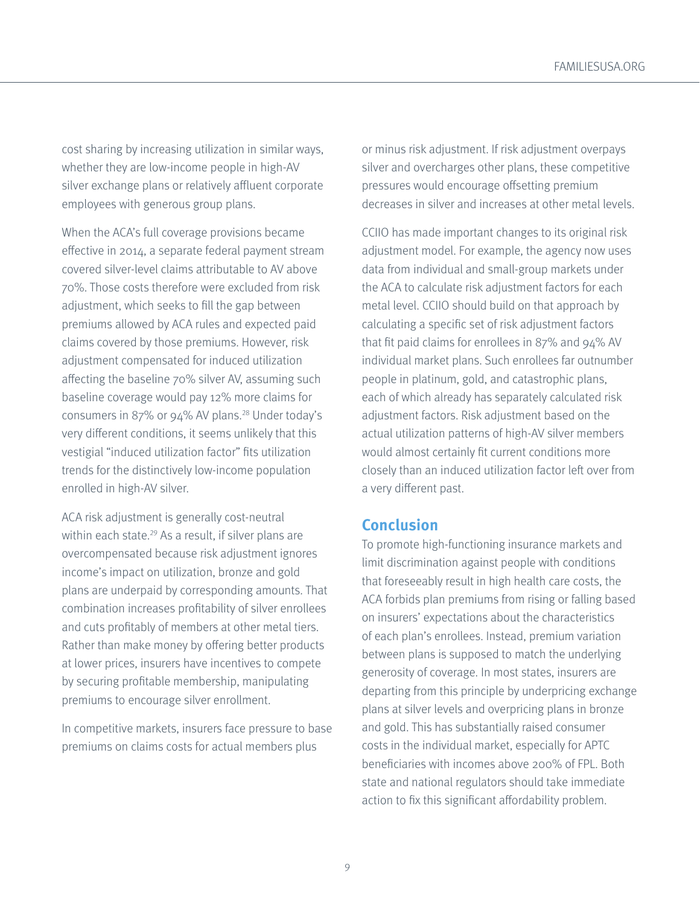cost sharing by increasing utilization in similar ways, whether they are low-income people in high-AV silver exchange plans or relatively affluent corporate employees with generous group plans.

When the ACA's full coverage provisions became effective in 2014, a separate federal payment stream covered silver-level claims attributable to AV above 70%. Those costs therefore were excluded from risk adjustment, which seeks to fill the gap between premiums allowed by ACA rules and expected paid claims covered by those premiums. However, risk adjustment compensated for induced utilization affecting the baseline 70% silver AV, assuming such baseline coverage would pay 12% more claims for consumers in 87% or 94% AV plans.[28] Under today's very different conditions, it seems unlikely that this vestigial "induced utilization factor" fits utilization trends for the distinctively low-income population enrolled in high-AV silver.

ACA risk adjustment is generally cost-neutral within each state.[29] As a result, if silver plans are overcompensated because risk adjustment ignores income's impact on utilization, bronze and gold plans are underpaid by corresponding amounts. That combination increases profitability of silver enrollees and cuts profitably of members at other metal tiers. Rather than make money by offering better products at lower prices, insurers have incentives to compete by securing profitable membership, manipulating premiums to encourage silver enrollment.

In competitive markets, insurers face pressure to base premiums on claims costs for actual members plus or minus risk adjustment. If risk adjustment overpays silver and overcharges other plans, these competitive pressures would encourage offsetting premium decreases in silver and increases at other metal levels.

CCIIO has made important changes to its original risk adjustment model. For example, the agency now uses data from individual and small-group markets under the ACA to calculate risk adjustment factors for each metal level. CCIIO should build on that approach by calculating a specific set of risk adjustment factors that fit paid claims for enrollees in 87% and 94% AV individual market plans. Such enrollees far outnumber people in platinum, gold, and catastrophic plans, each of which already has separately calculated risk adjustment factors. Risk adjustment based on the actual utilization patterns of high-AV silver members would almost certainly fit current conditions more closely than an induced utilization factor left over from a very different past.

## Conclusion

To promote high-functioning insurance markets and limit discrimination against people with conditions that foreseeably result in high health care costs, the ACA forbids plan premiums from rising or falling based on insurers' expectations about the characteristics of each plan's enrollees. Instead, premium variation between plans is supposed to match the underlying generosity of coverage. In most states, insurers are departing from this principle by underpricing exchange plans at silver levels and overpricing plans in bronze and gold. This has substantially raised consumer costs in the individual market, especially for APTC beneficiaries with incomes above 200% of FPL. Both state and national regulators should take immediate action to fix this significant affordability problem.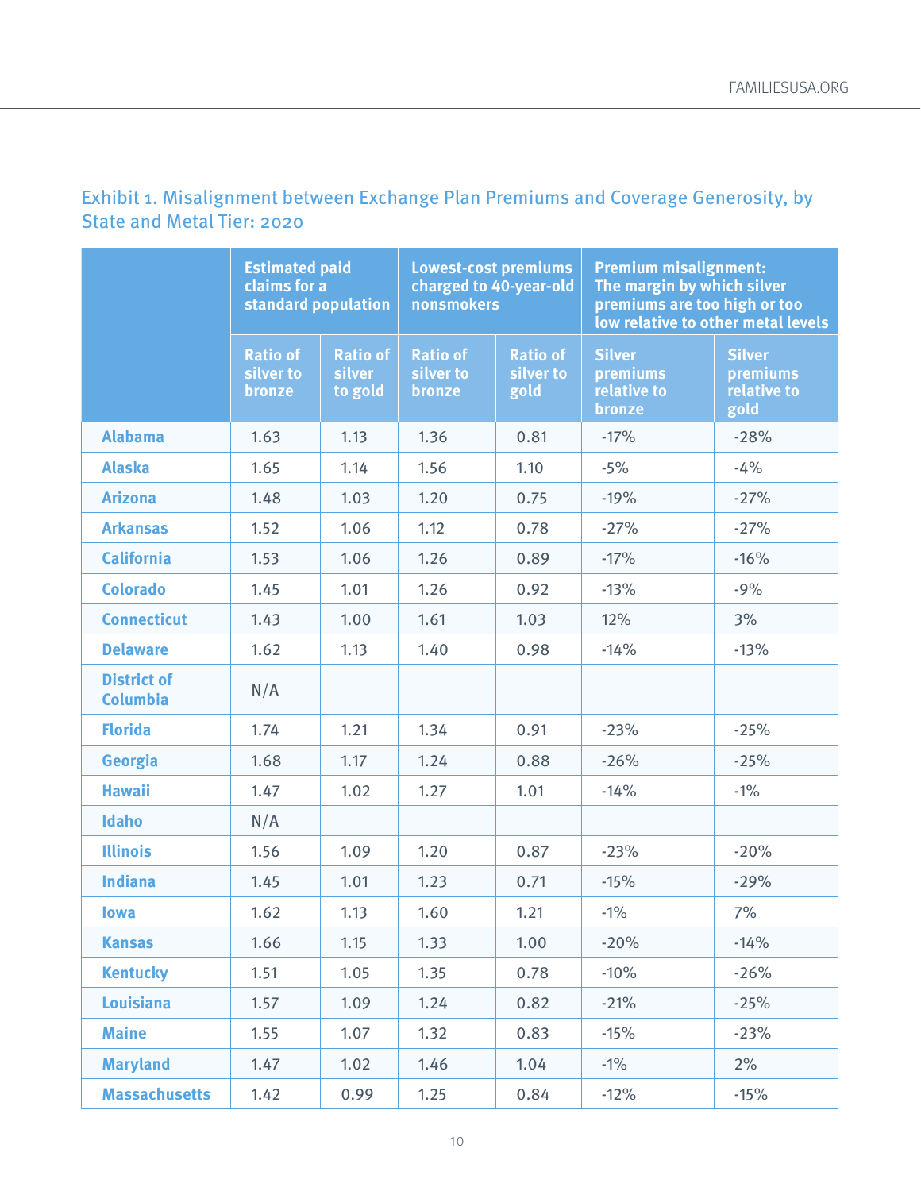### Exhibit 1. Misalignment between Exchange Plan Premiums and Coverage Generosity, by State and Metal Tier: 2020

| | Estimated paid claims for a standard population | | Lowest-cost premiums charged to 40-year-old nonsmokers | | Premium misalignment: The margin by which silver premiums are too high or too low relative to other metal levels | |
|---|---|---|---|---|---|---|
| | Ratio of silver to bronze | Ratio of silver to gold | Ratio of silver to bronze | Ratio of silver to gold | Silver premiums relative to bronze | Silver premiums relative to gold |
| **Alabama** | 1.63 | 1.13 | 1.36 | 0.81 | -17% | -28% |
| **Alaska** | 1.65 | 1.14 | 1.56 | 1.10 | -5% | -4% |
| **Arizona** | 1.48 | 1.03 | 1.20 | 0.75 | -19% | -27% |
| **Arkansas** | 1.52 | 1.06 | 1.12 | 0.78 | -27% | -27% |
| **California** | 1.53 | 1.06 | 1.26 | 0.89 | -17% | -16% |
| **Colorado** | 1.45 | 1.01 | 1.26 | 0.92 | -13% | -9% |
| **Connecticut** | 1.43 | 1.00 | 1.61 | 1.03 | 12% | 3% |
| **Delaware** | 1.62 | 1.13 | 1.40 | 0.98 | -14% | -13% |
| **District of Columbia** | N/A | | | | | |
| **Florida** | 1.74 | 1.21 | 1.34 | 0.91 | -23% | -25% |
| **Georgia** | 1.68 | 1.17 | 1.24 | 0.88 | -26% | -25% |
| **Hawaii** | 1.47 | 1.02 | 1.27 | 1.01 | -14% | -1% |
| **Idaho** | N/A | | | | | |
| **Illinois** | 1.56 | 1.09 | 1.20 | 0.87 | -23% | -20% |
| **Indiana** | 1.45 | 1.01 | 1.23 | 0.71 | -15% | -29% |
| **Iowa** | 1.62 | 1.13 | 1.60 | 1.21 | -1% | 7% |
| **Kansas** | 1.66 | 1.15 | 1.33 | 1.00 | -20% | -14% |
| **Kentucky** | 1.51 | 1.05 | 1.35 | 0.78 | -10% | -26% |
| **Louisiana** | 1.57 | 1.09 | 1.24 | 0.82 | -21% | -25% |
| **Maine** | 1.55 | 1.07 | 1.32 | 0.83 | -15% | -23% |
| **Maryland** | 1.47 | 1.02 | 1.46 | 1.04 | -1% | 2% |
| **Massachusetts** | 1.42 | 0.99 | 1.25 | 0.84 | -12% | -15% |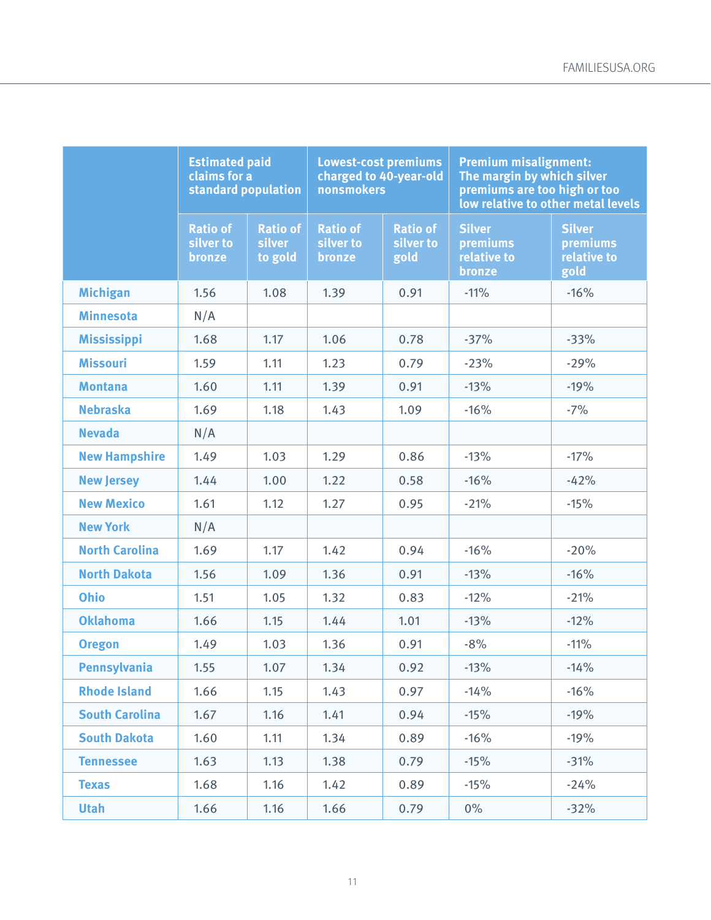| | Estimated paid claims for a standard population | | Lowest-cost premiums charged to 40-year-old nonsmokers | | Premium misalignment: The margin by which silver premiums are too high or too low relative to other metal levels | |
|---|---|---|---|---|---|---|
| | Ratio of silver to bronze | Ratio of silver to gold | Ratio of silver to bronze | Ratio of silver to gold | Silver premiums relative to bronze | Silver premiums relative to gold |
| Michigan | 1.56 | 1.08 | 1.39 | 0.91 | -11% | -16% |
| Minnesota | N/A | | | | | |
| Mississippi | 1.68 | 1.17 | 1.06 | 0.78 | -37% | -33% |
| Missouri | 1.59 | 1.11 | 1.23 | 0.79 | -23% | -29% |
| Montana | 1.60 | 1.11 | 1.39 | 0.91 | -13% | -19% |
| Nebraska | 1.69 | 1.18 | 1.43 | 1.09 | -16% | -7% |
| Nevada | N/A | | | | | |
| New Hampshire | 1.49 | 1.03 | 1.29 | 0.86 | -13% | -17% |
| New Jersey | 1.44 | 1.00 | 1.22 | 0.58 | -16% | -42% |
| New Mexico | 1.61 | 1.12 | 1.27 | 0.95 | -21% | -15% |
| New York | N/A | | | | | |
| North Carolina | 1.69 | 1.17 | 1.42 | 0.94 | -16% | -20% |
| North Dakota | 1.56 | 1.09 | 1.36 | 0.91 | -13% | -16% |
| Ohio | 1.51 | 1.05 | 1.32 | 0.83 | -12% | -21% |
| Oklahoma | 1.66 | 1.15 | 1.44 | 1.01 | -13% | -12% |
| Oregon | 1.49 | 1.03 | 1.36 | 0.91 | -8% | -11% |
| Pennsylvania | 1.55 | 1.07 | 1.34 | 0.92 | -13% | -14% |
| Rhode Island | 1.66 | 1.15 | 1.43 | 0.97 | -14% | -16% |
| South Carolina | 1.67 | 1.16 | 1.41 | 0.94 | -15% | -19% |
| South Dakota | 1.60 | 1.11 | 1.34 | 0.89 | -16% | -19% |
| Tennessee | 1.63 | 1.13 | 1.38 | 0.79 | -15% | -31% |
| Texas | 1.68 | 1.16 | 1.42 | 0.89 | -15% | -24% |
| Utah | 1.66 | 1.16 | 1.66 | 0.79 | 0% | -32% |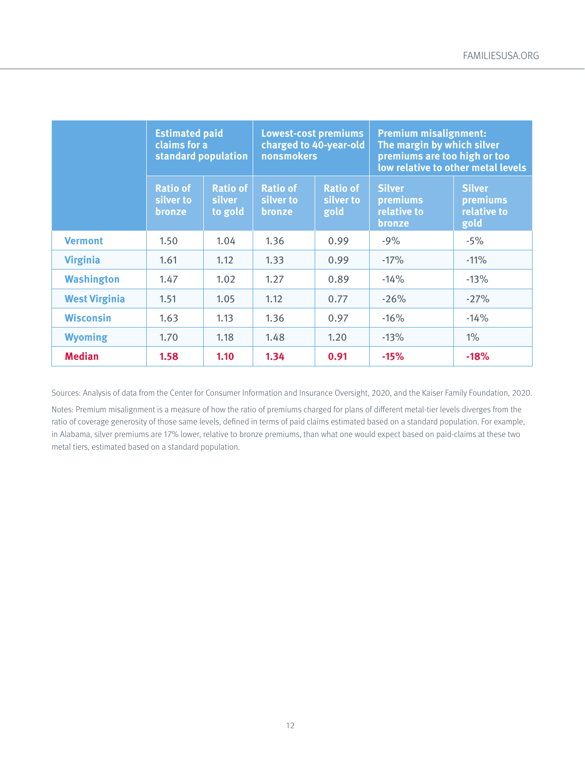| | Estimated paid claims for a standard population | | Lowest-cost premiums charged to 40-year-old nonsmokers | | Premium misalignment: The margin by which silver premiums are too high or too low relative to other metal levels | |
|---|---|---|---|---|---|---|
| | Ratio of silver to bronze | Ratio of silver to gold | Ratio of silver to bronze | Ratio of silver to gold | Silver premiums relative to bronze | Silver premiums relative to gold |
| **Vermont** | 1.50 | 1.04 | 1.36 | 0.99 | -9% | -5% |
| **Virginia** | 1.61 | 1.12 | 1.33 | 0.99 | -17% | -11% |
| **Washington** | 1.47 | 1.02 | 1.27 | 0.89 | -14% | -13% |
| **West Virginia** | 1.51 | 1.05 | 1.12 | 0.77 | -26% | -27% |
| **Wisconsin** | 1.63 | 1.13 | 1.36 | 0.97 | -16% | -14% |
| **Wyoming** | 1.70 | 1.18 | 1.48 | 1.20 | -13% | 1% |
| **Median** | **1.58** | **1.10** | **1.34** | **0.91** | **-15%** | **-18%** |

Sources: Analysis of data from the Center for Consumer Information and Insurance Oversight, 2020, and the Kaiser Family Foundation, 2020.

Notes: Premium misalignment is a measure of how the ratio of premiums charged for plans of different metal-tier levels diverges from the ratio of coverage generosity of those same levels, defined in terms of paid claims estimated based on a standard population. For example, in Alabama, silver premiums are 17% lower, relative to bronze premiums, than what one would expect based on paid-claims at these two metal tiers, estimated based on a standard population.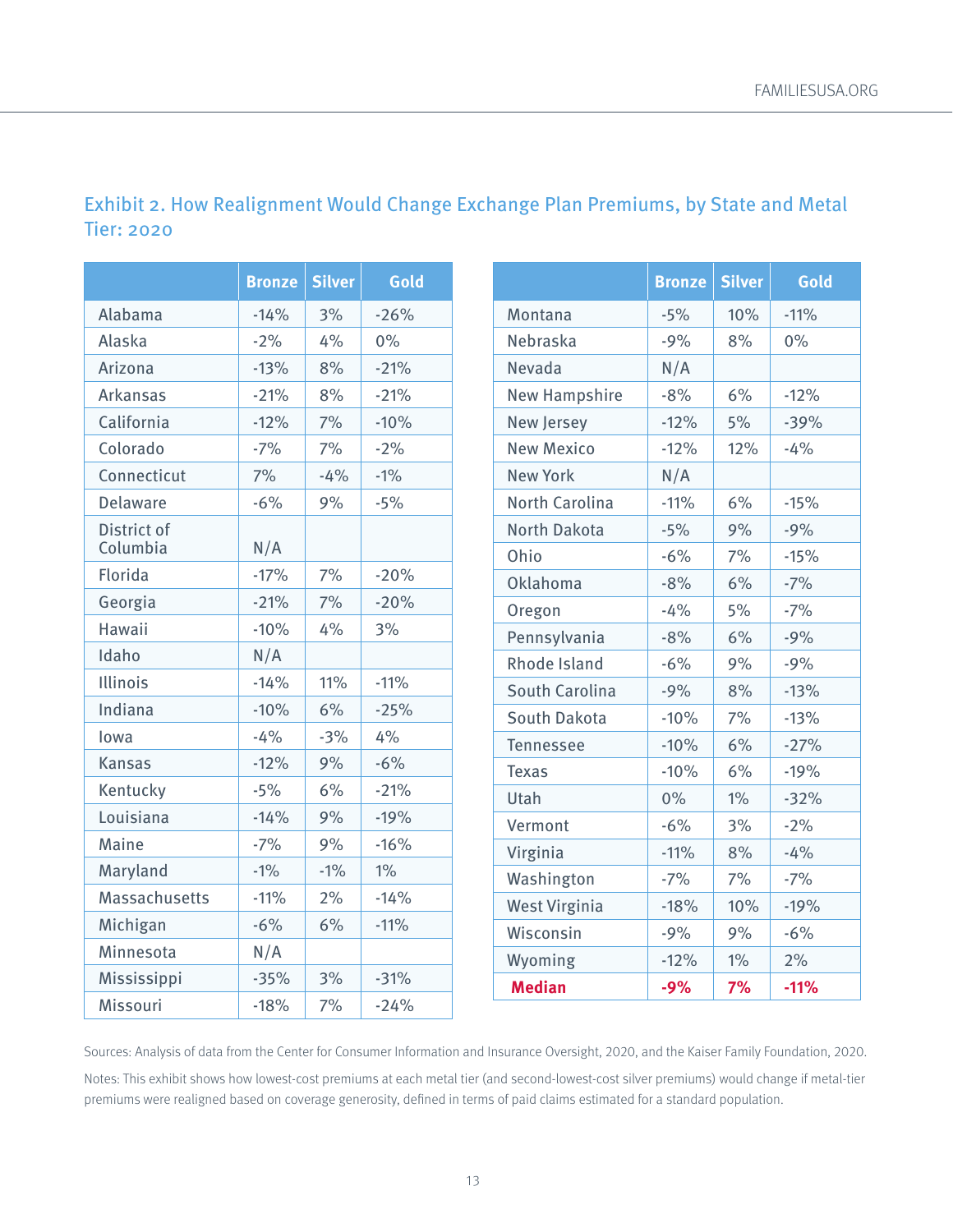## Exhibit 2. How Realignment Would Change Exchange Plan Premiums, by State and Metal Tier: 2020

| | Bronze | Silver | Gold |
|---|---|---|---|
| Alabama | -14% | 3% | -26% |
| Alaska | -2% | 4% | 0% |
| Arizona | -13% | 8% | -21% |
| Arkansas | -21% | 8% | -21% |
| California | -12% | 7% | -10% |
| Colorado | -7% | 7% | -2% |
| Connecticut | 7% | -4% | -1% |
| Delaware | -6% | 9% | -5% |
| District of Columbia | N/A | | |
| Florida | -17% | 7% | -20% |
| Georgia | -21% | 7% | -20% |
| Hawaii | -10% | 4% | 3% |
| Idaho | N/A | | |
| Illinois | -14% | 11% | -11% |
| Indiana | -10% | 6% | -25% |
| Iowa | -4% | -3% | 4% |
| Kansas | -12% | 9% | -6% |
| Kentucky | -5% | 6% | -21% |
| Louisiana | -14% | 9% | -19% |
| Maine | -7% | 9% | -16% |
| Maryland | -1% | -1% | 1% |
| Massachusetts | -11% | 2% | -14% |
| Michigan | -6% | 6% | -11% |
| Minnesota | N/A | | |
| Mississippi | -35% | 3% | -31% |
| Missouri | -18% | 7% | -24% |
| Montana | -5% | 10% | -11% |
| Nebraska | -9% | 8% | 0% |
| Nevada | N/A | | |
| New Hampshire | -8% | 6% | -12% |
| New Jersey | -12% | 5% | -39% |
| New Mexico | -12% | 12% | -4% |
| New York | N/A | | |
| North Carolina | -11% | 6% | -15% |
| North Dakota | -5% | 9% | -9% |
| Ohio | -6% | 7% | -15% |
| Oklahoma | -8% | 6% | -7% |
| Oregon | -4% | 5% | -7% |
| Pennsylvania | -8% | 6% | -9% |
| Rhode Island | -6% | 9% | -9% |
| South Carolina | -9% | 8% | -13% |
| South Dakota | -10% | 7% | -13% |
| Tennessee | -10% | 6% | -27% |
| Texas | -10% | 6% | -19% |
| Utah | 0% | 1% | -32% |
| Vermont | -6% | 3% | -2% |
| Virginia | -11% | 8% | -4% |
| Washington | -7% | 7% | -7% |
| West Virginia | -18% | 10% | -19% |
| Wisconsin | -9% | 9% | -6% |
| Wyoming | -12% | 1% | 2% |
| **Median** | **-9%** | **7%** | **-11%** |

Sources: Analysis of data from the Center for Consumer Information and Insurance Oversight, 2020, and the Kaiser Family Foundation, 2020.

Notes: This exhibit shows how lowest-cost premiums at each metal tier (and second-lowest-cost silver premiums) would change if metal-tier premiums were realigned based on coverage generosity, defined in terms of paid claims estimated for a standard population.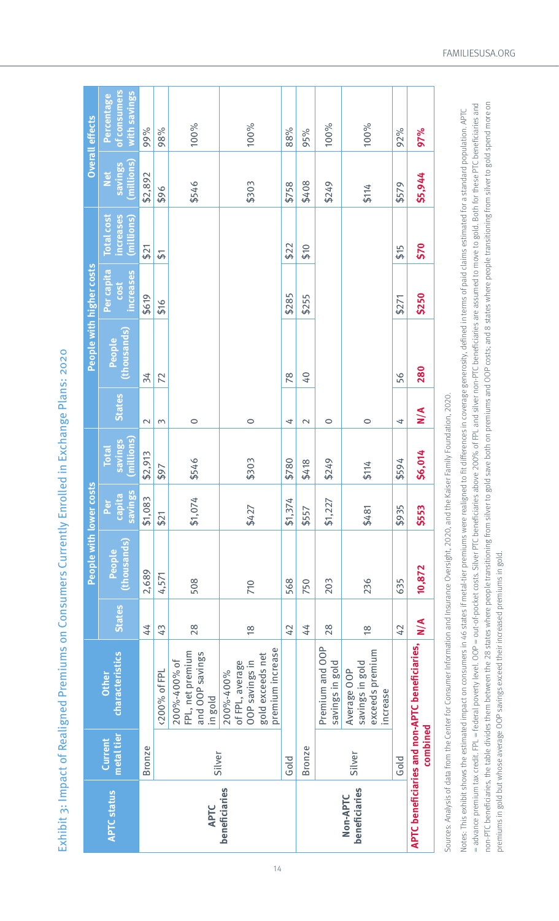## Exhibit 3: Impact of Realigned Premiums on Consumers Currently Enrolled in Exchange Plans: 2020

| APTC status | Current metal tier | Other characteristics | People with lower costs | | | | People with higher costs | | | | Overall effects | |
|---|---|---|---|---|---|---|---|---|---|---|---|---|
| | | | States | People (thousands) | Per capita savings | Total savings (millions) | States | People (thousands) | Per capita cost increases | Total cost increases (millions) | Net savings (millions) | Percentage of consumers with savings |
| APTC beneficiaries | Bronze | | 44 | 2,689 | $1,083 | $2,913 | 2 | 34 | $619 | $21 | $2,892 | 99% |
| | Silver | <200% of FPL | 43 | 4,571 | $21 | $97 | 3 | 72 | $16 | $1 | $96 | 98% |
| | | 200%-400% of FPL, net premium and OOP savings in gold | 28 | 508 | $1,074 | $546 | 0 | | | | $546 | 100% |
| | | 200%-400% of FPL, average OOP savings in gold exceeds net premium increase | 18 | 710 | $427 | $303 | 0 | | | | $303 | 100% |
| | Gold | | 42 | 568 | $1,374 | $780 | 4 | 78 | $285 | $22 | $758 | 88% |
| Non-APTC beneficiaries | Bronze | | 44 | 750 | $557 | $418 | 2 | 40 | $255 | $10 | $408 | 95% |
| | Silver | Premium and OOP savings in gold | 28 | 203 | $1,227 | $249 | 0 | | | | $249 | 100% |
| | | Average OOP savings in gold exceeds premium increase | 18 | 236 | $481 | $114 | 0 | | | | $114 | 100% |
| | Gold | | 42 | 635 | $935 | $594 | 4 | 56 | $271 | $15 | $579 | 92% |
| **APTC beneficiaries and non-APTC beneficiaries, combined** | | | **N/A** | **10,872** | **$553** | **$6,014** | **N/A** | **280** | **$250** | **$70** | **$5,944** | **97%** |

Sources: Analysis of data from the Center for Consumer Information and Insurance Oversight, 2020, and the Kaiser Family Foundation, 2020.

Notes: This exhibit shows the estimated impact on consumers in 46 states if metal-tier premiums were realigned to fit differences in coverage generosity, defined in terms of paid claims estimated for a standard population. APTC = advance premium tax credit. FPL = federal poverty level. OOP = out-of-pocket costs. Silver PTC beneficiaries above 200% of FPL and silver non-PTC beneficiaries are assumed to move to gold. Both for these PTC beneficiaries and non-PTC beneficiaries, the table divides them between the 28 states where people transitioning from silver to gold save both on premiums and OOP costs; and 8 states where people transitioning from silver to gold spend more on premiums in gold but whose average OOP savings exceed their increased premiums in gold.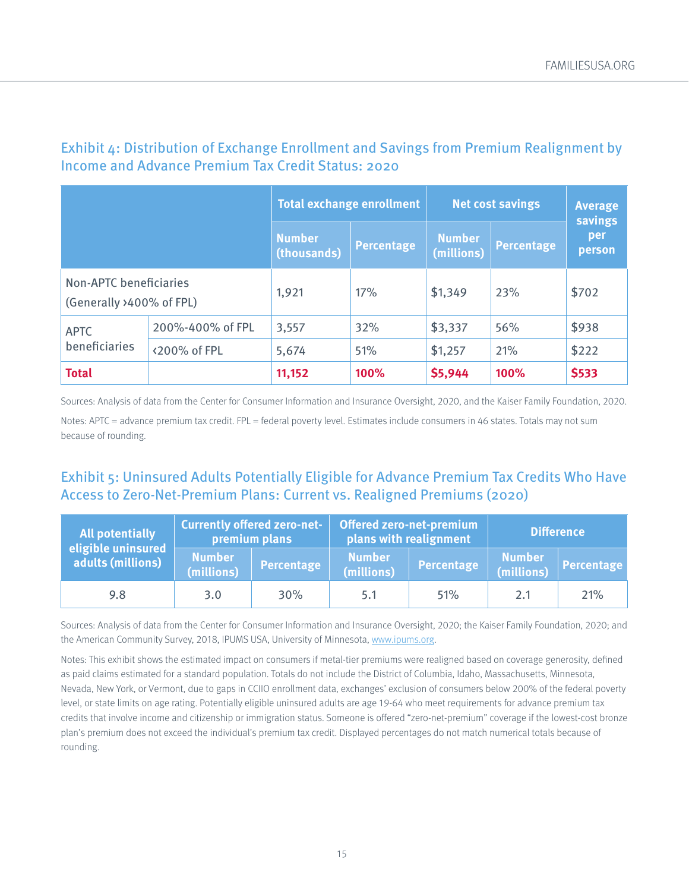## Exhibit 4: Distribution of Exchange Enrollment and Savings from Premium Realignment by Income and Advance Premium Tax Credit Status: 2020

| | | Total exchange enrollment | | Net cost savings | | Average savings per person |
|---|---|---|---|---|---|---|
| | | Number (thousands) | Percentage | Number (millions) | Percentage | |
| Non-APTC beneficiaries (Generally >400% of FPL) | | 1,921 | 17% | $1,349 | 23% | $702 |
| APTC beneficiaries | 200%-400% of FPL | 3,557 | 32% | $3,337 | 56% | $938 |
| | <200% of FPL | 5,674 | 51% | $1,257 | 21% | $222 |
| **Total** | | **11,152** | **100%** | **$5,944** | **100%** | **$533** |

Sources: Analysis of data from the Center for Consumer Information and Insurance Oversight, 2020, and the Kaiser Family Foundation, 2020.

Notes: APTC = advance premium tax credit. FPL = federal poverty level. Estimates include consumers in 46 states. Totals may not sum because of rounding.

## Exhibit 5: Uninsured Adults Potentially Eligible for Advance Premium Tax Credits Who Have Access to Zero-Net-Premium Plans: Current vs. Realigned Premiums (2020)

| All potentially eligible uninsured adults (millions) | Currently offered zero-net-premium plans | | Offered zero-net-premium plans with realignment | | Difference | |
|---|---|---|---|---|---|---|
| | Number (millions) | Percentage | Number (millions) | Percentage | Number (millions) | Percentage |
| 9.8 | 3.0 | 30% | 5.1 | 51% | 2.1 | 21% |

Sources: Analysis of data from the Center for Consumer Information and Insurance Oversight, 2020; the Kaiser Family Foundation, 2020; and the American Community Survey, 2018, IPUMS USA, University of Minnesota, www.ipums.org.

Notes: This exhibit shows the estimated impact on consumers if metal-tier premiums were realigned based on coverage generosity, defined as paid claims estimated for a standard population. Totals do not include the District of Columbia, Idaho, Massachusetts, Minnesota, Nevada, New York, or Vermont, due to gaps in CCIIO enrollment data, exchanges' exclusion of consumers below 200% of the federal poverty level, or state limits on age rating. Potentially eligible uninsured adults are age 19-64 who meet requirements for advance premium tax credits that involve income and citizenship or immigration status. Someone is offered "zero-net-premium" coverage if the lowest-cost bronze plan's premium does not exceed the individual's premium tax credit. Displayed percentages do not match numerical totals because of rounding.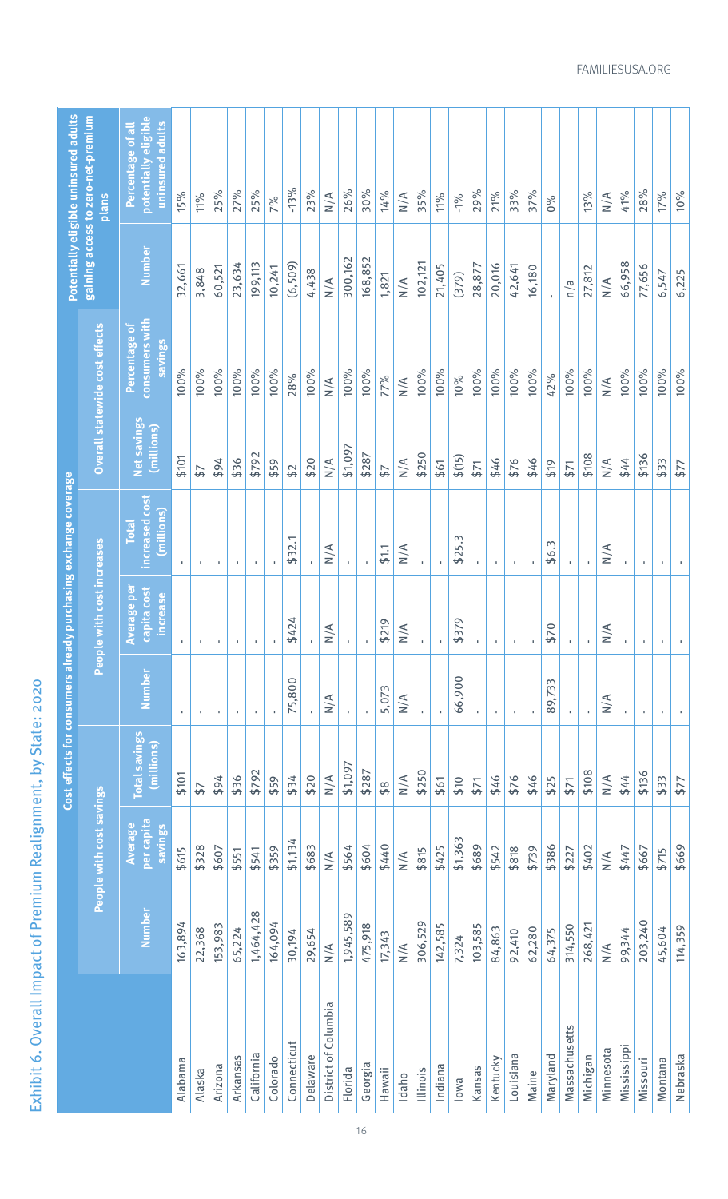# Exhibit 6. Overall Impact of Premium Realignment, by State: 2020

| | Cost effects for consumers already purchasing exchange coverage | | | | | | | | | Potentially eligible uninsured adults gaining access to zero-net-premium plans | |
|---|---|---|---|---|---|---|---|---|---|---|---|
| | People with cost savings | | | People with cost increases | | | Overall statewide cost effects | | | | |
| | Number | Average per capita savings | Total savings (millions) | Number | Average per capita cost increase | Total increased cost (millions) | Net savings (millions) | Percentage of consumers with savings | | Number | Percentage of all potentially eligible uninsured adults |
| Alabama | 163,894 | $615 | $101 | - | - | - | $101 | 100% | | 32,661 | 15% |
| Alaska | 22,368 | $328 | $7 | - | - | - | $7 | 100% | | 3,848 | 11% |
| Arizona | 153,983 | $607 | $94 | - | - | - | $94 | 100% | | 60,521 | 25% |
| Arkansas | 65,224 | $551 | $36 | - | - | - | $36 | 100% | | 23,634 | 27% |
| California | 1,464,428 | $541 | $792 | - | - | - | $792 | 100% | | 199,113 | 25% |
| Colorado | 164,094 | $359 | $59 | - | - | - | $59 | 100% | | 10,241 | 7% |
| Connecticut | 30,194 | $1,134 | $34 | 75,800 | $424 | $32.1 | $2 | 28% | | (6,509) | -13% |
| Delaware | 29,654 | $683 | $20 | - | - | - | $20 | 100% | | 4,438 | 23% |
| District of Columbia | N/A | N/A | N/A | N/A | N/A | N/A | N/A | N/A | | N/A | N/A |
| Florida | 1,945,589 | $564 | $1,097 | - | - | - | $1,097 | 100% | | 300,162 | 26% |
| Georgia | 475,918 | $604 | $287 | - | - | - | $287 | 100% | | 168,852 | 30% |
| Hawaii | 17,343 | $440 | $8 | 5,073 | $219 | $1.1 | $7 | 77% | | 1,821 | 14% |
| Idaho | N/A | N/A | N/A | N/A | N/A | N/A | N/A | N/A | | N/A | N/A |
| Illinois | 306,529 | $815 | $250 | - | - | - | $250 | 100% | | 102,121 | 35% |
| Indiana | 142,585 | $425 | $61 | - | - | - | $61 | 100% | | 21,405 | 11% |
| Iowa | 7,324 | $1,363 | $10 | 66,900 | $379 | $25.3 | $(15) | 10% | | (379) | -1% |
| Kansas | 103,585 | $689 | $71 | - | - | - | $71 | 100% | | 28,877 | 29% |
| Kentucky | 84,863 | $542 | $46 | - | - | - | $46 | 100% | | 20,016 | 21% |
| Louisiana | 92,410 | $818 | $76 | - | - | - | $76 | 100% | | 42,641 | 33% |
| Maine | 62,280 | $739 | $46 | - | - | - | $46 | 100% | | 16,180 | 37% |
| Maryland | 64,375 | $386 | $25 | 89,733 | $70 | $6.3 | $19 | 42% | | - | 0% |
| Massachusetts | 314,550 | $227 | $71 | - | - | - | $71 | 100% | | n/a | |
| Michigan | 268,421 | $402 | $108 | - | - | - | $108 | 100% | | 27,812 | 13% |
| Minnesota | N/A | N/A | N/A | N/A | N/A | N/A | N/A | N/A | | N/A | N/A |
| Mississippi | 99,344 | $447 | $44 | - | - | - | $44 | 100% | | 66,958 | 41% |
| Missouri | 203,240 | $667 | $136 | - | - | - | $136 | 100% | | 77,656 | 28% |
| Montana | 45,604 | $715 | $33 | - | - | - | $33 | 100% | | 6,547 | 17% |
| Nebraska | 114,359 | $669 | $77 | - | - | - | $77 | 100% | | 6,225 | 10% |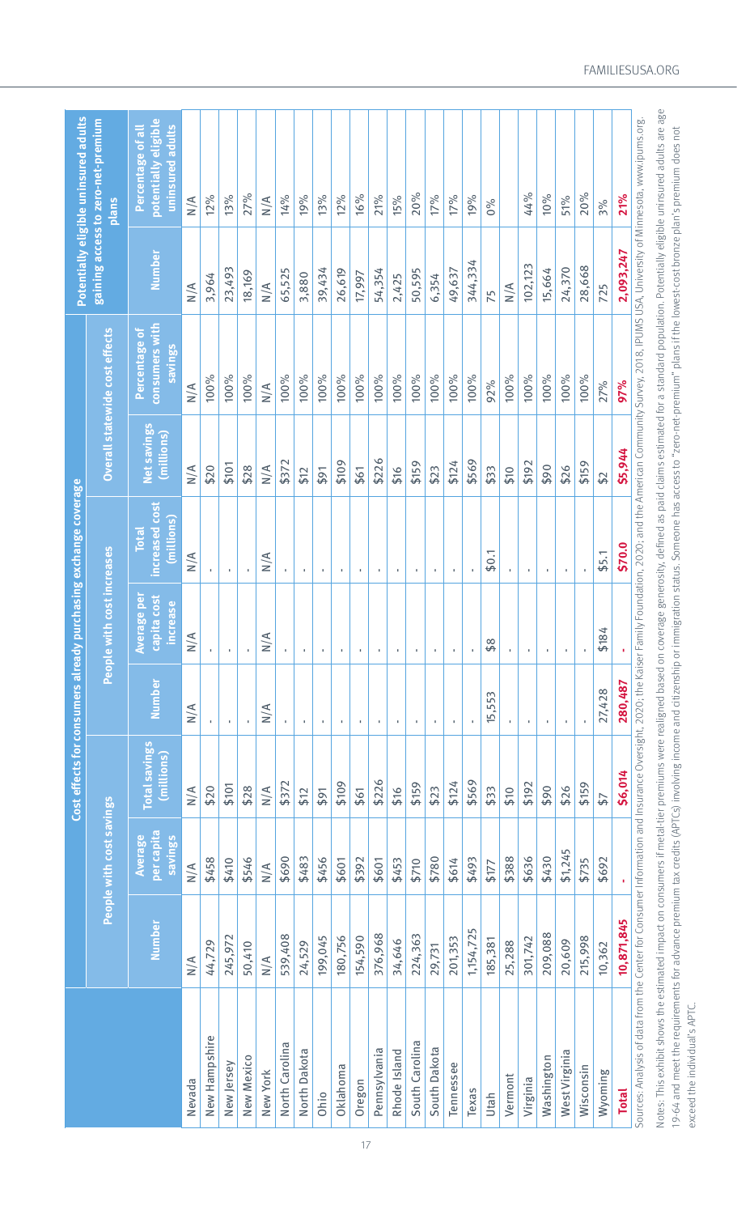| | Cost effects for consumers already purchasing exchange coverage | | | | | | | | | Potentially eligible uninsured adults gaining access to zero-net-premium plans | |
|---|---|---|---|---|---|---|---|---|---|---|---|
| | People with cost savings | | | People with cost increases | | | Overall statewide cost effects | | | | |
| | Number | Average per capita savings | Total savings (millions) | Number | Average per capita cost increase | Total increased cost (millions) | Net savings (millions) | Percentage of consumers with savings | | Number | Percentage of all potentially eligible uninsured adults |
| Nevada | N/A | N/A | N/A | N/A | N/A | N/A | N/A | N/A | | N/A | N/A |
| New Hampshire | 44,729 | $458 | $20 | - | - | - | $20 | 100% | | 3,964 | 12% |
| New Jersey | 245,972 | $410 | $101 | - | - | - | $101 | 100% | | 23,493 | 13% |
| New Mexico | 50,410 | $546 | $28 | - | - | - | $28 | 100% | | 18,169 | 27% |
| New York | N/A | N/A | N/A | N/A | N/A | N/A | N/A | N/A | | N/A | N/A |
| North Carolina | 539,408 | $690 | $372 | - | - | - | $372 | 100% | | 65,525 | 14% |
| North Dakota | 24,529 | $483 | $12 | - | - | - | $12 | 100% | | 3,880 | 19% |
| Ohio | 199,045 | $456 | $91 | - | - | - | $91 | 100% | | 39,434 | 13% |
| Oklahoma | 180,756 | $601 | $109 | - | - | - | $109 | 100% | | 26,619 | 12% |
| Oregon | 154,590 | $392 | $61 | - | - | - | $61 | 100% | | 17,997 | 16% |
| Pennsylvania | 376,968 | $601 | $226 | - | - | - | $226 | 100% | | 54,354 | 21% |
| Rhode Island | 34,646 | $453 | $16 | - | - | - | $16 | 100% | | 2,425 | 15% |
| South Carolina | 224,363 | $710 | $159 | - | - | - | $159 | 100% | | 50,595 | 20% |
| South Dakota | 29,731 | $780 | $23 | - | - | - | $23 | 100% | | 6,354 | 17% |
| Tennessee | 201,353 | $614 | $124 | - | - | - | $124 | 100% | | 49,637 | 17% |
| Texas | 1,154,725 | $493 | $569 | - | - | - | $569 | 100% | | 344,334 | 19% |
| Utah | 185,381 | $177 | $33 | 15,553 | $8 | $0.1 | $33 | 92% | | 75 | 0% |
| Vermont | 25,288 | $388 | $10 | - | - | - | $10 | 100% | | N/A | |
| Virginia | 301,742 | $636 | $192 | - | - | - | $192 | 100% | | 102,123 | 44% |
| Washington | 209,088 | $430 | $90 | - | - | - | $90 | 100% | | 15,664 | 10% |
| West Virginia | 20,609 | $1,245 | $26 | - | - | - | $26 | 100% | | 24,370 | 51% |
| Wisconsin | 215,998 | $735 | $159 | - | - | - | $159 | 100% | | 28,668 | 20% |
| Wyoming | 10,362 | $692 | $7 | 27,428 | $184 | $5.1 | $2 | 27% | | 725 | 3% |
| **Total** | **10,871,845** | **-** | **$6,014** | **280,487** | **-** | **$70.0** | **$5,944** | **97%** | | **2,093,247** | **21%** |

Sources: Analysis of data from the Center for Consumer Information and Insurance Oversight, 2020; the Kaiser Family Foundation, 2020; and the American Community Survey, 2018, IPUMS USA, University of Minnesota, www.ipums.org.

Notes: This exhibit shows the estimated impact on consumers if metal-tier premiums were realigned based on coverage generosity, defined as paid claims estimated for a standard population. Potentially eligible uninsured adults are age 19-64 and meet the requirements for advance premium tax credits (APTCs) involving income and citizenship or immigration status. Someone has access to "zero-net-premium" plans if the lowest-cost bronze plan's premium does not exceed the individual's APTC.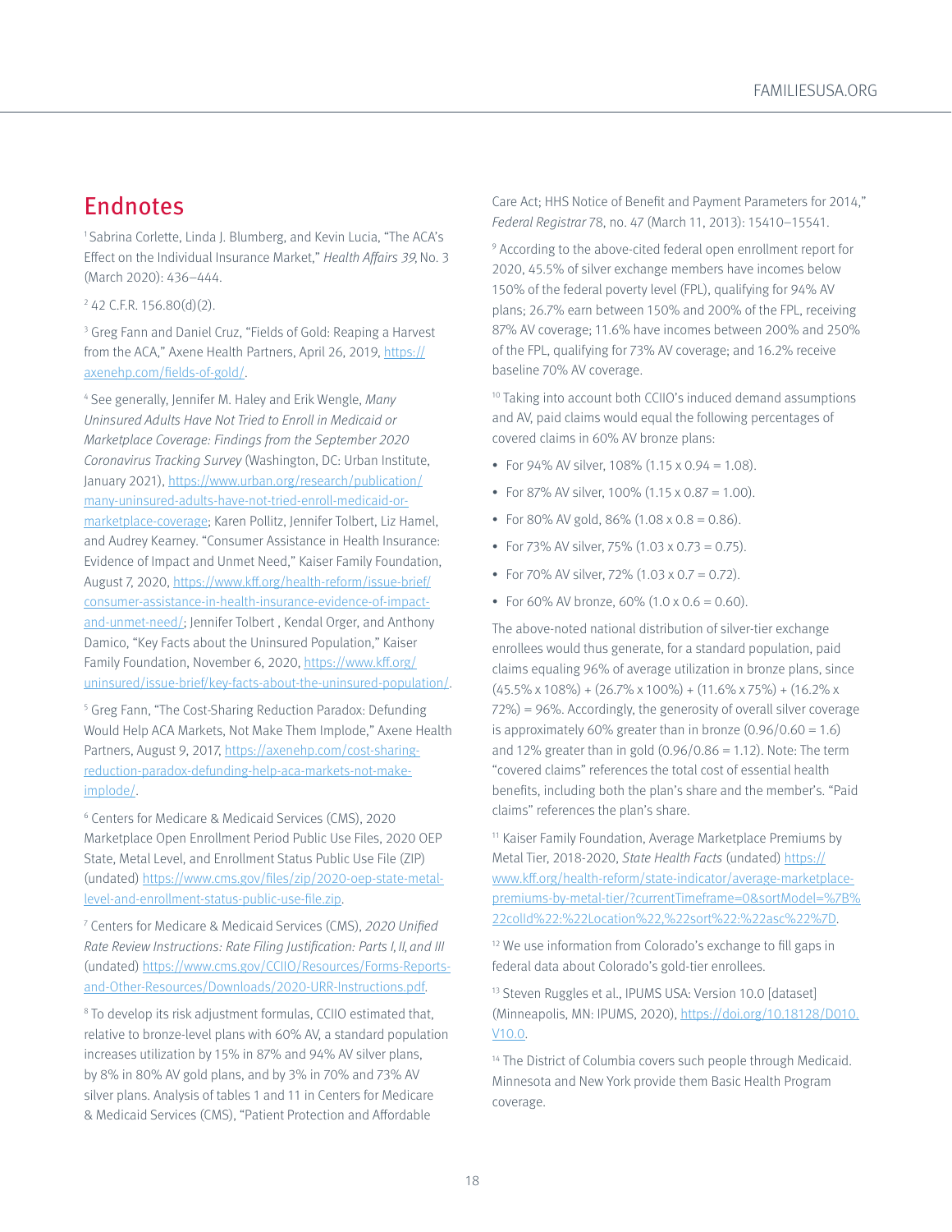## Endnotes

[1] Sabrina Corlette, Linda J. Blumberg, and Kevin Lucia, "The ACA's Effect on the Individual Insurance Market," *Health Affairs 39*, No. 3 (March 2020): 436–444.

[2] 42 C.F.R. 156.80(d)(2).

[3] Greg Fann and Daniel Cruz, "Fields of Gold: Reaping a Harvest from the ACA," Axene Health Partners, April 26, 2019, https://axenehp.com/fields-of-gold/.

[4] See generally, Jennifer M. Haley and Erik Wengle, *Many Uninsured Adults Have Not Tried to Enroll in Medicaid or Marketplace Coverage: Findings from the September 2020 Coronavirus Tracking Survey* (Washington, DC: Urban Institute, January 2021), https://www.urban.org/research/publication/many-uninsured-adults-have-not-tried-enroll-medicaid-or-marketplace-coverage; Karen Pollitz, Jennifer Tolbert, Liz Hamel, and Audrey Kearney. "Consumer Assistance in Health Insurance: Evidence of Impact and Unmet Need," Kaiser Family Foundation, August 7, 2020, https://www.kff.org/health-reform/issue-brief/consumer-assistance-in-health-insurance-evidence-of-impact-and-unmet-need/; Jennifer Tolbert , Kendal Orger, and Anthony Damico, "Key Facts about the Uninsured Population," Kaiser Family Foundation, November 6, 2020, https://www.kff.org/uninsured/issue-brief/key-facts-about-the-uninsured-population/.

[5] Greg Fann, "The Cost-Sharing Reduction Paradox: Defunding Would Help ACA Markets, Not Make Them Implode," Axene Health Partners, August 9, 2017, https://axenehp.com/cost-sharing-reduction-paradox-defunding-help-aca-markets-not-make-implode/.

[6] Centers for Medicare & Medicaid Services (CMS), 2020 Marketplace Open Enrollment Period Public Use Files, 2020 OEP State, Metal Level, and Enrollment Status Public Use File (ZIP) (undated) https://www.cms.gov/files/zip/2020-oep-state-metal-level-and-enrollment-status-public-use-file.zip.

[7] Centers for Medicare & Medicaid Services (CMS), *2020 Unified Rate Review Instructions: Rate Filing Justification: Parts I, II, and III* (undated) https://www.cms.gov/CCIIO/Resources/Forms-Reports-and-Other-Resources/Downloads/2020-URR-Instructions.pdf.

[8] To develop its risk adjustment formulas, CCIIO estimated that, relative to bronze-level plans with 60% AV, a standard population increases utilization by 15% in 87% and 94% AV silver plans, by 8% in 80% AV gold plans, and by 3% in 70% and 73% AV silver plans. Analysis of tables 1 and 11 in Centers for Medicare & Medicaid Services (CMS), "Patient Protection and Affordable Care Act; HHS Notice of Benefit and Payment Parameters for 2014," *Federal Registrar* 78, no. 47 (March 11, 2013): 15410–15541.

[9] According to the above-cited federal open enrollment report for 2020, 45.5% of silver exchange members have incomes below 150% of the federal poverty level (FPL), qualifying for 94% AV plans; 26.7% earn between 150% and 200% of the FPL, receiving 87% AV coverage; 11.6% have incomes between 200% and 250% of the FPL, qualifying for 73% AV coverage; and 16.2% receive baseline 70% AV coverage.

[10] Taking into account both CCIIO's induced demand assumptions and AV, paid claims would equal the following percentages of covered claims in 60% AV bronze plans:

- For 94% AV silver, 108% (1.15 x 0.94 = 1.08).
- For 87% AV silver, 100% (1.15 x 0.87 = 1.00).
- For 80% AV gold, 86% (1.08 x 0.8 = 0.86).
- For 73% AV silver, 75% (1.03 x 0.73 = 0.75).
- For 70% AV silver, 72% (1.03 x 0.7 = 0.72).
- For 60% AV bronze, 60% (1.0 x 0.6 = 0.60).

The above-noted national distribution of silver-tier exchange enrollees would thus generate, for a standard population, paid claims equaling 96% of average utilization in bronze plans, since (45.5% x 108%) + (26.7% x 100%) + (11.6% x 75%) + (16.2% x 72%) = 96%. Accordingly, the generosity of overall silver coverage is approximately 60% greater than in bronze (0.96/0.60 = 1.6) and 12% greater than in gold (0.96/0.86 = 1.12). Note: The term "covered claims" references the total cost of essential health benefits, including both the plan's share and the member's. "Paid claims" references the plan's share.

[11] Kaiser Family Foundation, Average Marketplace Premiums by Metal Tier, 2018-2020, *State Health Facts* (undated) https://www.kff.org/health-reform/state-indicator/average-marketplace-premiums-by-metal-tier/?currentTimeframe=0&sortModel=%7B%22colId%22:%22Location%22,%22sort%22:%22asc%22%7D.

[12] We use information from Colorado's exchange to fill gaps in federal data about Colorado's gold-tier enrollees.

[13] Steven Ruggles et al., IPUMS USA: Version 10.0 [dataset] (Minneapolis, MN: IPUMS, 2020), https://doi.org/10.18128/D010.V10.0.

[14] The District of Columbia covers such people through Medicaid. Minnesota and New York provide them Basic Health Program coverage.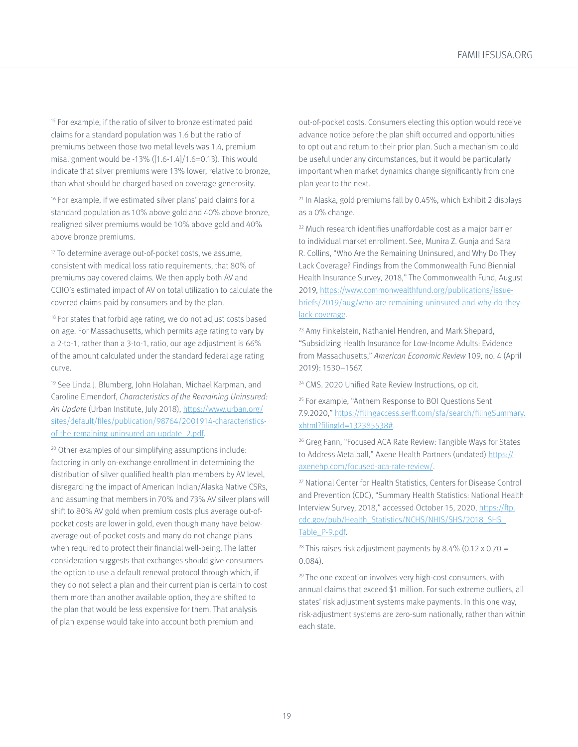[15] For example, if the ratio of silver to bronze estimated paid claims for a standard population was 1.6 but the ratio of premiums between those two metal levels was 1.4, premium misalignment would be -13% ([1.6-1.4]/1.6=0.13). This would indicate that silver premiums were 13% lower, relative to bronze, than what should be charged based on coverage generosity.

[16] For example, if we estimated silver plans' paid claims for a standard population as 10% above gold and 40% above bronze, realigned silver premiums would be 10% above gold and 40% above bronze premiums.

[17] To determine average out-of-pocket costs, we assume, consistent with medical loss ratio requirements, that 80% of premiums pay covered claims. We then apply both AV and CCIIO's estimated impact of AV on total utilization to calculate the covered claims paid by consumers and by the plan.

[18] For states that forbid age rating, we do not adjust costs based on age. For Massachusetts, which permits age rating to vary by a 2-to-1, rather than a 3-to-1, ratio, our age adjustment is 66% of the amount calculated under the standard federal age rating curve.

[19] See Linda J. Blumberg, John Holahan, Michael Karpman, and Caroline Elmendorf, *Characteristics of the Remaining Uninsured: An Update* (Urban Institute, July 2018), https://www.urban.org/sites/default/files/publication/98764/2001914-characteristics-of-the-remaining-uninsured-an-update_2.pdf.

[20] Other examples of our simplifying assumptions include: factoring in only on-exchange enrollment in determining the distribution of silver qualified health plan members by AV level, disregarding the impact of American Indian/Alaska Native CSRs, and assuming that members in 70% and 73% AV silver plans will shift to 80% AV gold when premium costs plus average out-of-pocket costs are lower in gold, even though many have below-average out-of-pocket costs and many do not change plans when required to protect their financial well-being. The latter consideration suggests that exchanges should give consumers the option to use a default renewal protocol through which, if they do not select a plan and their current plan is certain to cost them more than another available option, they are shifted to the plan that would be less expensive for them. That analysis of plan expense would take into account both premium and out-of-pocket costs. Consumers electing this option would receive advance notice before the plan shift occurred and opportunities to opt out and return to their prior plan. Such a mechanism could be useful under any circumstances, but it would be particularly important when market dynamics change significantly from one plan year to the next.

[21] In Alaska, gold premiums fall by 0.45%, which Exhibit 2 displays as a 0% change.

[22] Much research identifies unaffordable cost as a major barrier to individual market enrollment. See, Munira Z. Gunja and Sara R. Collins, "Who Are the Remaining Uninsured, and Why Do They Lack Coverage? Findings from the Commonwealth Fund Biennial Health Insurance Survey, 2018," The Commonwealth Fund, August 2019, https://www.commonwealthfund.org/publications/issue-briefs/2019/aug/who-are-remaining-uninsured-and-why-do-they-lack-coverage.

[23] Amy Finkelstein, Nathaniel Hendren, and Mark Shepard, "Subsidizing Health Insurance for Low-Income Adults: Evidence from Massachusetts," *American Economic Review* 109, no. 4 (April 2019): 1530–1567.

[24] CMS. 2020 Unified Rate Review Instructions, op cit.

[25] For example, "Anthem Response to BOI Questions Sent 7.9.2020," https://filingaccess.serff.com/sfa/search/filingSummary.xhtml?filingId=132385538#.

[26] Greg Fann, "Focused ACA Rate Review: Tangible Ways for States to Address Metalball," Axene Health Partners (undated) https://axenehp.com/focused-aca-rate-review/.

[27] National Center for Health Statistics, Centers for Disease Control and Prevention (CDC), "Summary Health Statistics: National Health Interview Survey, 2018," accessed October 15, 2020, https://ftp.cdc.gov/pub/Health_Statistics/NCHS/NHIS/SHS/2018_SHS_Table_P-9.pdf.

[28] This raises risk adjustment payments by 8.4% (0.12 x 0.70 = 0.084).

[29] The one exception involves very high-cost consumers, with annual claims that exceed $1 million. For such extreme outliers, all states' risk adjustment systems make payments. In this one way, risk-adjustment systems are zero-sum nationally, rather than within each state.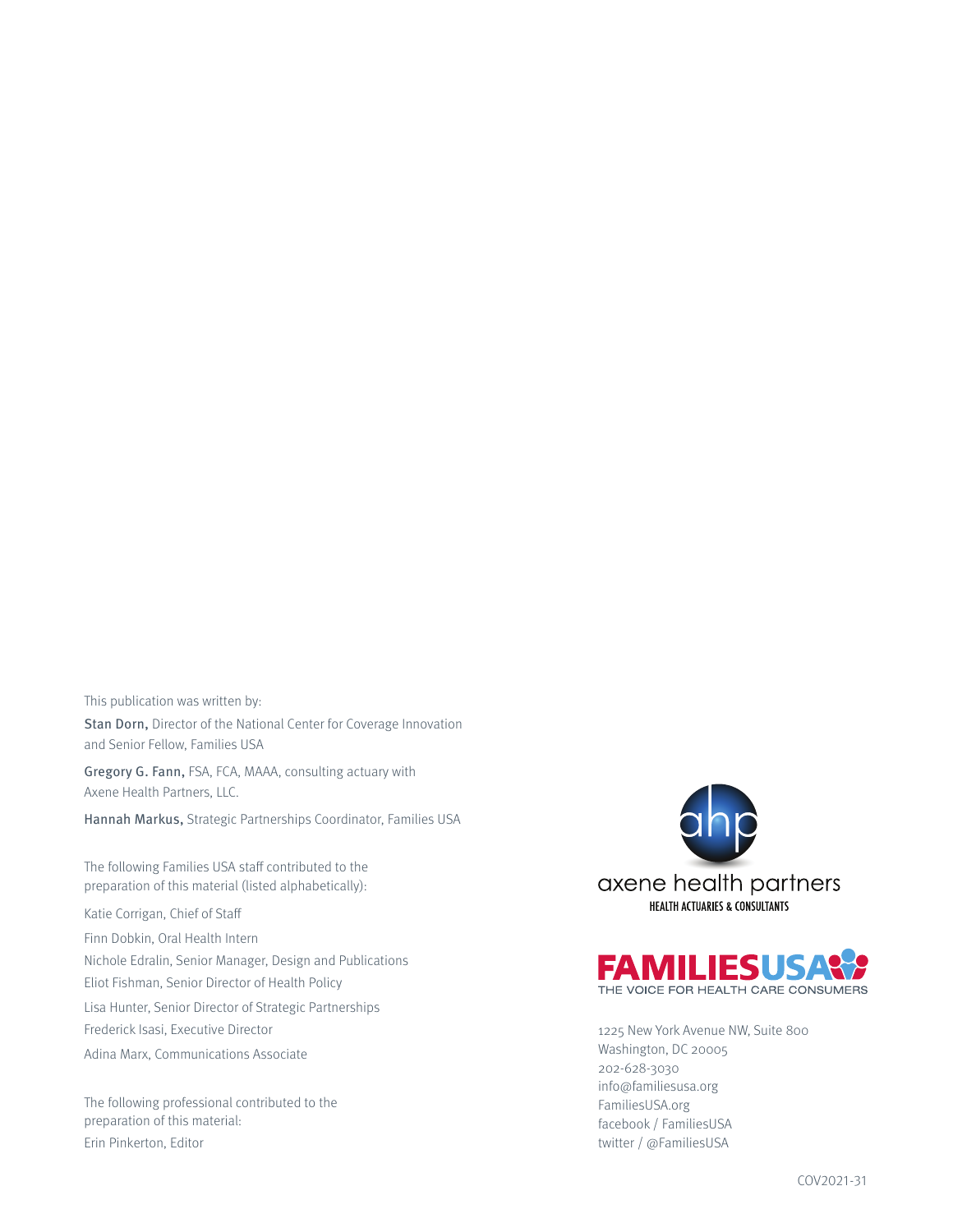This publication was written by:

**Stan Dorn,** Director of the National Center for Coverage Innovation and Senior Fellow, Families USA

**Gregory G. Fann,** FSA, FCA, MAAA, consulting actuary with Axene Health Partners, LLC.

**Hannah Markus,** Strategic Partnerships Coordinator, Families USA

The following Families USA staff contributed to the preparation of this material (listed alphabetically):

Katie Corrigan, Chief of Staff

Finn Dobkin, Oral Health Intern

Nichole Edralin, Senior Manager, Design and Publications

Eliot Fishman, Senior Director of Health Policy

Lisa Hunter, Senior Director of Strategic Partnerships

Frederick Isasi, Executive Director

Adina Marx, Communications Associate

The following professional contributed to the preparation of this material:

Erin Pinkerton, Editor

ahp

axene health partners

HEALTH ACTUARIES & CONSULTANTS

FAMILIESUSA

THE VOICE FOR HEALTH CARE CONSUMERS

1225 New York Avenue NW, Suite 800
Washington, DC 20005
202-628-3030
info@familiesusa.org
FamiliesUSA.org
facebook / FamiliesUSA
twitter / @FamiliesUSA

COV2021-31